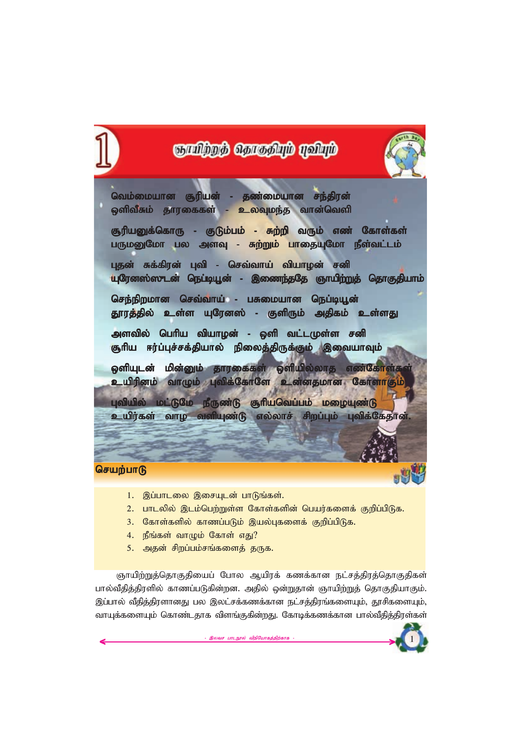# 1 ஞாயிற்றுத் தொகுதியும் புவியும்

வெம்மையான சூரியன் - தண்மையான சந்திரன்
ஒளிவீசும் தாரகைகள் - உலவுமந்த வான்வெளி

சூரியனுக்கொரு - குடும்பம் - சுற்றி வரும் எண் கோள்கள்
பருமனுமோ பல அளவு - சுற்றும் பாதையுமோ நீள்வட்டம்

புதன் சுக்கிரன் புவி - செவ்வாய் வியாழன் சனி
யுரேனஸ்ஸுடன் நெப்டியூன் - இணைந்ததே ஞாயிற்றுத் தொகுதியாம்

செந்நிறமான செவ்வாய் - பசுமையான நெப்டியூன்
தூரத்தில் உள்ள யுரேனஸ் - குளிரும் அதிகம் உள்ளது

அளவில் பெரிய வியாழன் - ஒளி வட்டமுள்ள சனி
சூரிய ஈர்ப்புச்சக்தியால் நிலைத்திருக்கும் இவையாவும்

ஒளியுடன் மின்னும் தாரகைகள் ஒளியில்லாத எண்கோள்கள்
உயிரினம் வாழும் புவிக்கோளே உன்னதமான கோளாகும்

புவியில் மட்டுமே நீருண்டு சூரியவெப்பம் மழையுண்டு
உயிர்கள் வாழ வளியுண்டு எல்லாச் சிறப்பும் புவிக்கேதான்.

## செயற்பாடு

1. இப்பாடலை இசையுடன் பாடுங்கள்.
2. பாடலில் இடம்பெற்றுள்ள கோள்களின் பெயர்களைக் குறிப்பிடுக.
3. கோள்களில் காணப்படும் இயல்புகளைக் குறிப்பிடுக.
4. நீங்கள் வாழும் கோள் எது?
5. அதன் சிறப்பம்சங்களைத் தருக.

ஞாயிற்றுத்தொகுதியைப் போல ஆயிரக் கணக்கான நட்சத்திரத்தொகுதிகள் பால்வீதித்திரளில் காணப்படுகின்றன. அதில் ஒன்றுதான் ஞாயிற்றுத் தொகுதியாகும். இப்பால் வீதித்திரளானது பல இலட்சக்கணக்கான நட்சத்திரங்களையும், தூசிகளையும், வாயுக்களையும் கொண்டதாக விளங்குகின்றது. கோடிக்கணக்கான பால்வீதித்திரள்கள்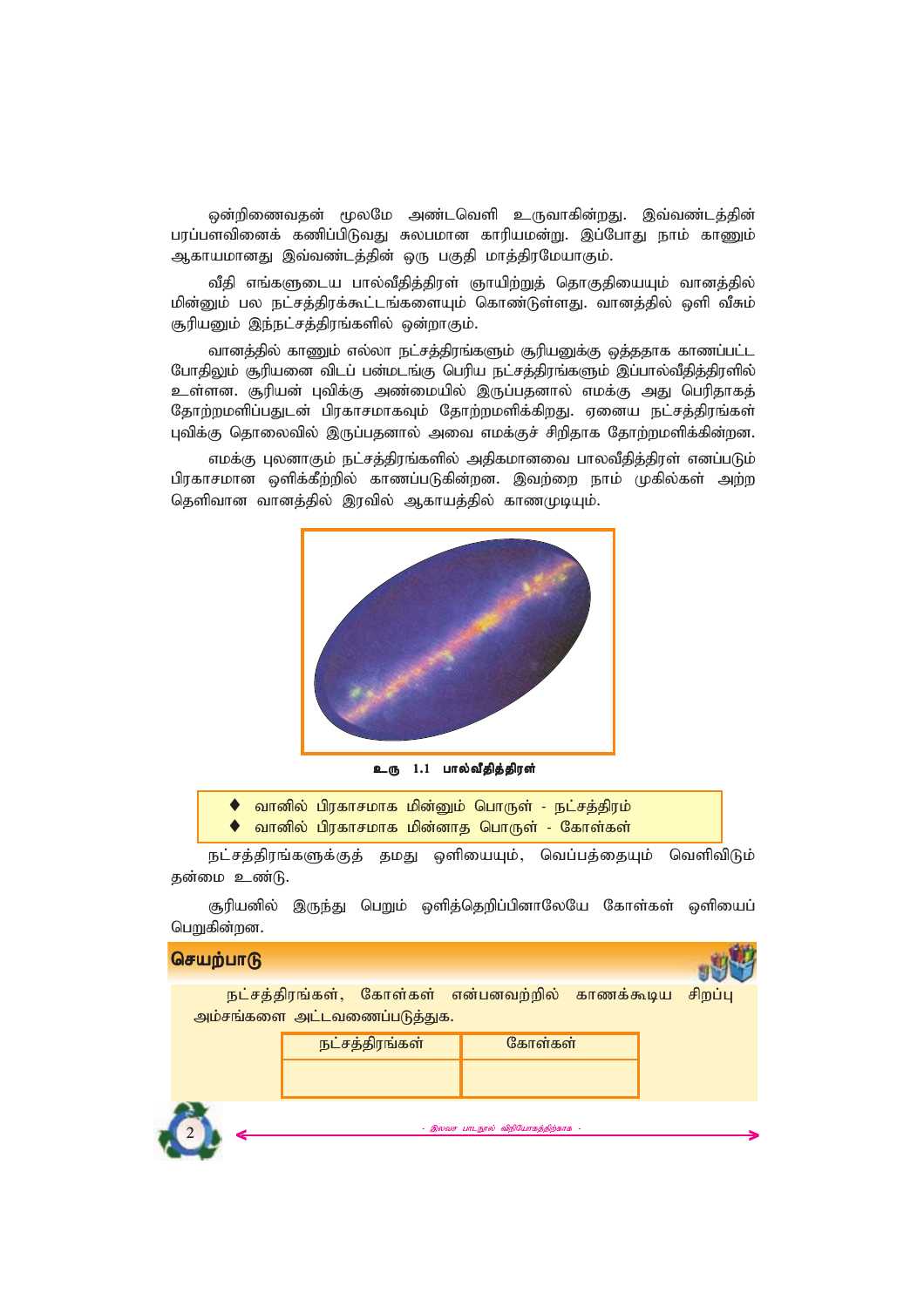ஒன்றிணைவதன் மூலமே அண்டவெளி உருவாகின்றது. இவ்வண்டத்தின் பரப்பளவினைக் கணிப்பிடுவது சுலபமான காரியமன்று. இப்போது நாம் காணும் ஆகாயமானது இவ்வண்டத்தின் ஒரு பகுதி மாத்திரமேயாகும்.

வீதி எங்களுடைய பால்வீதித்திரள் ஞாயிற்றுத் தொகுதியையும் வானத்தில் மின்னும் பல நட்சத்திரக்கூட்டங்களையும் கொண்டுள்ளது. வானத்தில் ஒளி வீசும் சூரியனும் இந்நட்சத்திரங்களில் ஒன்றாகும்.

வானத்தில் காணும் எல்லா நட்சத்திரங்களும் சூரியனுக்கு ஒத்ததாக காணப்பட்ட போதிலும் சூரியனை விடப் பன்மடங்கு பெரிய நட்சத்திரங்களும் இப்பால்வீதித்திரளில் உள்ளன. சூரியன் புவிக்கு அண்மையில் இருப்பதனால் எமக்கு அது பெரிதாகத் தோற்றமளிப்பதுடன் பிரகாசமாகவும் தோற்றமளிக்கிறது. ஏனைய நட்சத்திரங்கள் புவிக்கு தொலைவில் இருப்பதனால் அவை எமக்குச் சிறிதாக தோற்றமளிக்கின்றன.

எமக்கு புலனாகும் நட்சத்திரங்களில் அதிகமானவை பாலவீதித்திரள் எனப்படும் பிரகாசமான ஒளிக்கீற்றில் காணப்படுகின்றன. இவற்றை நாம் முகில்கள் அற்ற தெளிவான வானத்தில் இரவில் ஆகாயத்தில் காணமுடியும்.

**உரு 1.1 பால்வீதித்திரள்**

- ♦ வானில் பிரகாசமாக மின்னும் பொருள் - நட்சத்திரம்
- ♦ வானில் பிரகாசமாக மின்னாத பொருள் - கோள்கள்

நட்சத்திரங்களுக்குத் தமது ஒளியையும், வெப்பத்தையும் வெளிவிடும் தன்மை உண்டு.

சூரியனில் இருந்து பெறும் ஒளித்தெறிப்பினாலேயே கோள்கள் ஒளியைப் பெறுகின்றன.

## செயற்பாடு

நட்சத்திரங்கள், கோள்கள் என்பனவற்றில் காணக்கூடிய சிறப்பு அம்சங்களை அட்டவணைப்படுத்துக.

| நட்சத்திரங்கள் | கோள்கள் |
|---|---|
| | |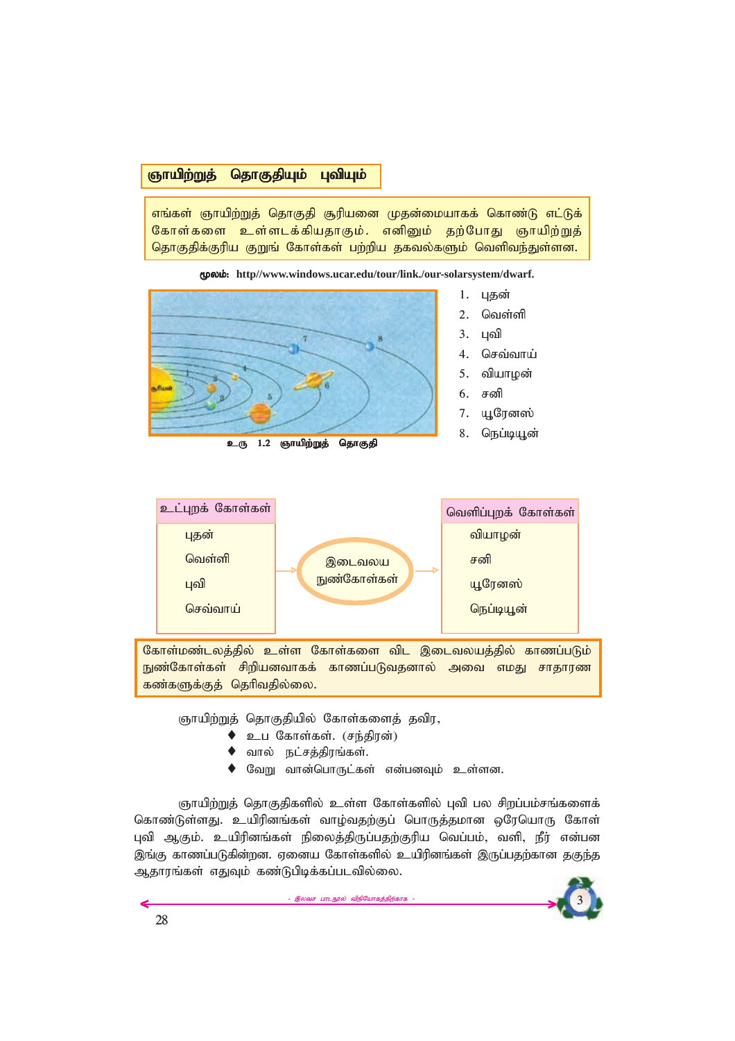## ஞாயிற்றுத் தொகுதியும் புவியும்

எங்கள் ஞாயிற்றுத் தொகுதி சூரியனை முதன்மையாகக் கொண்டு எட்டுக் கோள்களை உள்ளடக்கியதாகும். எனினும் தற்போது ஞாயிற்றுத் தொகுதிக்குரிய குறுங் கோள்கள் பற்றிய தகவல்களும் வெளிவந்துள்ளன.

**மூலம்: http//www.windows.ucar.edu/tour/link./our-solarsystem/dwarf.**

உரு 1.2 ஞாயிற்றுத் தொகுதி

1. புதன்
2. வெள்ளி
3. புவி
4. செவ்வாய்
5. வியாழன்
6. சனி
7. யூரேனஸ்
8. நெப்டியூன்

| உட்புறக் கோள்கள் | | வெளிப்புறக் கோள்கள் |
|---|---|---|
| புதன் | இடைவலய நுண்கோள்கள் | வியாழன் |
| வெள்ளி | | சனி |
| புவி | | யூரேனஸ் |
| செவ்வாய் | | நெப்டியூன் |

கோள்மண்டலத்தில் உள்ள கோள்களை விட இடைவலயத்தில் காணப்படும் நுண்கோள்கள் சிறியனவாகக் காணப்படுவதனால் அவை எமது சாதாரண கண்களுக்குத் தெரிவதில்லை.

ஞாயிற்றுத் தொகுதியில் கோள்களைத் தவிர,

- உப கோள்கள். (சந்திரன்)
- வால் நட்சத்திரங்கள்.
- வேறு வான்பொருட்கள் என்பனவும் உள்ளன.

ஞாயிற்றுத் தொகுதிகளில் உள்ள கோள்களில் புவி பல சிறப்பம்சங்களைக் கொண்டுள்ளது. உயிரினங்கள் வாழ்வதற்குப் பொருத்தமான ஒரேயொரு கோள் புவி ஆகும். உயிரினங்கள் நிலைத்திருப்பதற்குரிய வெப்பம், வளி, நீர் என்பன இங்கு காணப்படுகின்றன. ஏனைய கோள்களில் உயிரினங்கள் இருப்பதற்கான தகுந்த ஆதாரங்கள் எதுவும் கண்டுபிடிக்கப்படவில்லை.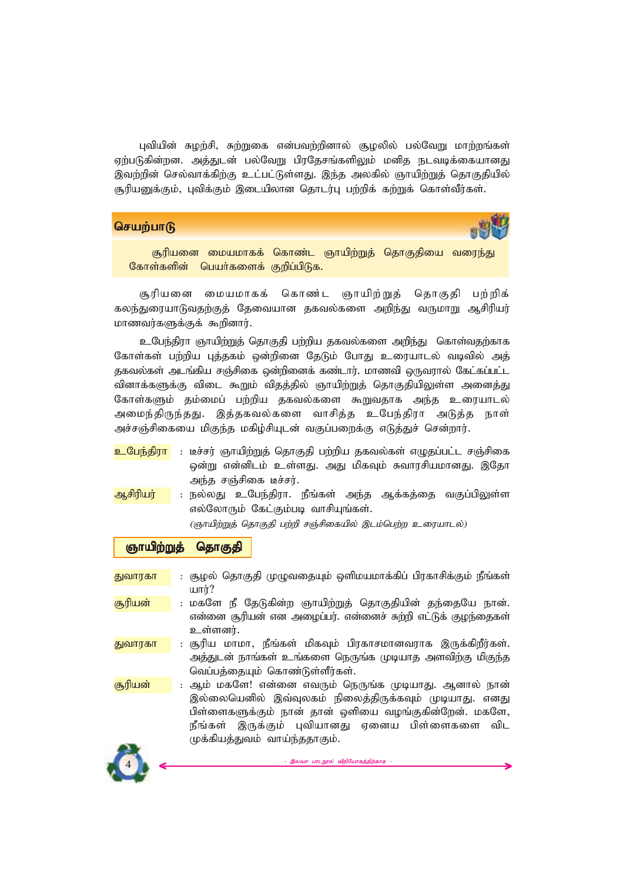புவியின் சுழற்சி, சுற்றுகை என்பவற்றினால் சூழலில் பல்வேறு மாற்றங்கள் ஏற்படுகின்றன. அத்துடன் பல்வேறு பிரதேசங்களிலும் மனித நடவடிக்கையானது இவற்றின் செல்வாக்கிற்கு உட்பட்டுள்ளது. இந்த அலகில் ஞாயிற்றுத் தொகுதியில் சூரியனுக்கும், புவிக்கும் இடையிலான தொடர்பு பற்றிக் கற்றுக் கொள்வீர்கள்.

**செயற்பாடு**

சூரியனை மையமாகக் கொண்ட ஞாயிற்றுத் தொகுதியை வரைந்து கோள்களின் பெயர்களைக் குறிப்பிடுக.

சூரியனை மையமாகக் கொண்ட ஞாயிற்றுத் தொகுதி பற்றிக் கலந்துரையாடுவதற்குத் தேவையான தகவல்களை அறிந்து வருமாறு ஆசிரியர் மாணவர்களுக்குக் கூறினார்.

உபேந்திரா ஞாயிற்றுத் தொகுதி பற்றிய தகவல்களை அறிந்து கொள்வதற்காக கோள்கள் பற்றிய புத்தகம் ஒன்றினை தேடும் போது உரையாடல் வடிவில் அத் தகவல்கள் அடங்கிய சஞ்சிகை ஒன்றினைக் கண்டார். மாணவி ஒருவரால் கேட்கப்பட்ட வினாக்களுக்கு விடை கூறும் விதத்தில் ஞாயிற்றுத் தொகுதியிலுள்ள அனைத்து கோள்களும் தம்மைப் பற்றிய தகவல்களை கூறுவதாக அந்த உரையாடல் அமைந்திருந்தது. இத்தகவல்களை வாசித்த உபேந்திரா அடுத்த நாள் அச்சஞ்சிகையை மிகுந்த மகிழ்சியுடன் வகுப்பறைக்கு எடுத்துச் சென்றார்.

**உபேந்திரா** : டீச்சர் ஞாயிற்றுத் தொகுதி பற்றிய தகவல்கள் எழுதப்பட்ட சஞ்சிகை ஒன்று என்னிடம் உள்ளது. அது மிகவும் சுவாரசியமானது. இதோ அந்த சஞ்சிகை டீச்சர்.

**ஆசிரியர்** : நல்லது உபேந்திரா. நீங்கள் அந்த ஆக்கத்தை வகுப்பிலுள்ள எல்லோரும் கேட்கும்படி வாசியுங்கள்.

*(ஞாயிற்றுத் தொகுதி பற்றி சஞ்சிகையில் இடம்பெற்ற உரையாடல்)*

## ஞாயிற்றுத் தொகுதி

**துவாரகா** : சூழல் தொகுதி முழுவதையும் ஒளிமயமாக்கிப் பிரகாசிக்கும் நீங்கள் யார்?

**சூரியன்** : மகளே நீ தேடுகின்ற ஞாயிற்றுத் தொகுதியின் தந்தையே நான். என்னை சூரியன் என அழைப்பர். என்னைச் சுற்றி எட்டுக் குழந்தைகள் உள்ளனர்.

**துவாரகா** : சூரிய மாமா, நீங்கள் மிகவும் பிரகாசமானவராக இருக்கிறீர்கள். அத்துடன் நாங்கள் உங்களை நெருங்க முடியாத அளவிற்கு மிகுந்த வெப்பத்தையும் கொண்டுள்ளீர்கள்.

**சூரியன்** : ஆம் மகளே! என்னை எவரும் நெருங்க முடியாது. ஆனால் நான் இல்லையெனில் இவ்வுலகம் நிலைத்திருக்கவும் முடியாது. எனது பிள்ளைகளுக்கும் நான் தான் ஒளியை வழங்குகின்றேன். மகளே, நீங்கள் இருக்கும் புவியானது ஏனைய பிள்ளைகளை விட முக்கியத்துவம் வாய்ந்ததாகும்.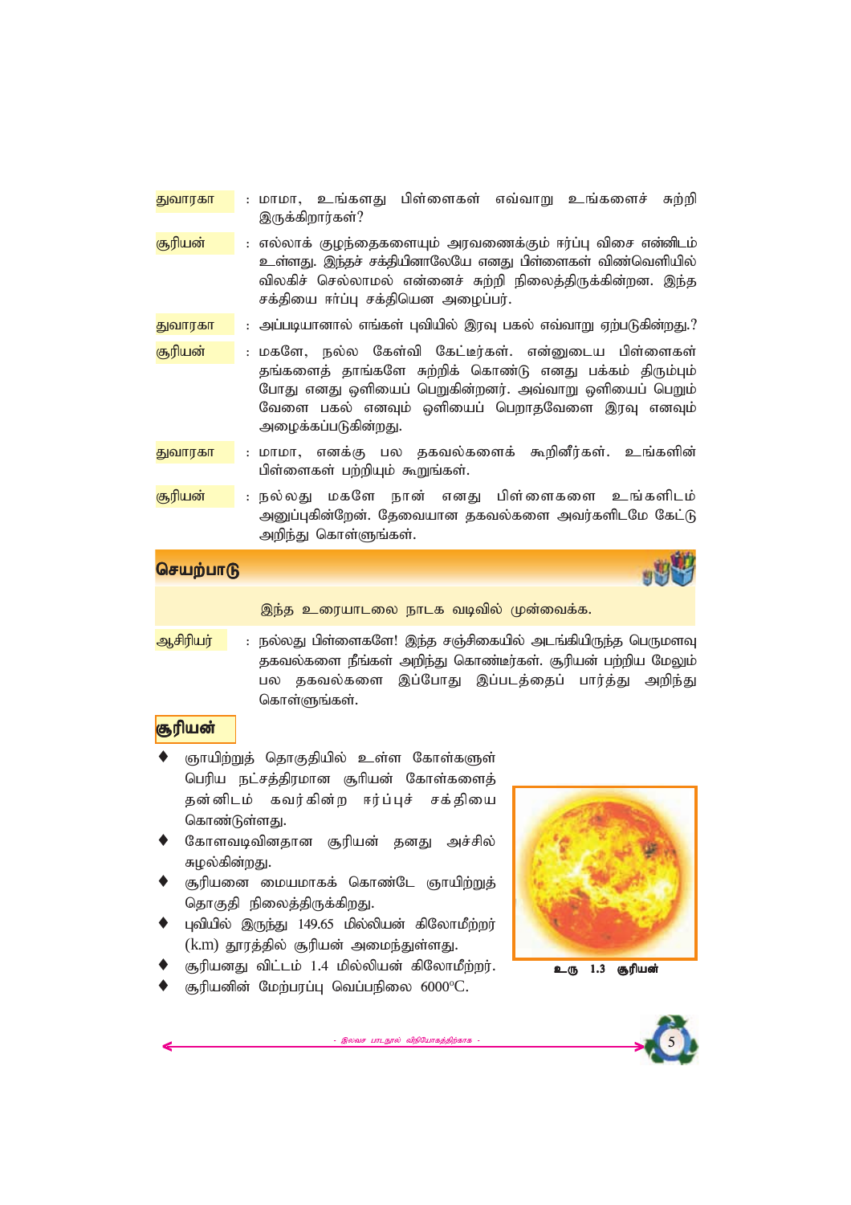**துவாரகா** : மாமா, உங்களது பிள்ளைகள் எவ்வாறு உங்களைச் சுற்றி இருக்கிறார்கள்?

**சூரியன்** : எல்லாக் குழந்தைகளையும் அரவணைக்கும் ஈர்ப்பு விசை என்னிடம் உள்ளது. இந்தச் சக்தியினாலேயே எனது பிள்ளைகள் விண்வெளியில் விலகிச் செல்லாமல் என்னைச் சுற்றி நிலைத்திருக்கின்றன. இந்த சக்தியை ஈர்ப்பு சக்தியென அழைப்பர்.

**துவாரகா** : அப்படியானால் எங்கள் புவியில் இரவு பகல் எவ்வாறு ஏற்படுகின்றது.?

**சூரியன்** : மகளே, நல்ல கேள்வி கேட்டீர்கள். என்னுடைய பிள்ளைகள் தங்களைத் தாங்களே சுற்றிக் கொண்டு எனது பக்கம் திரும்பும் போது எனது ஒளியைப் பெறுகின்றனர். அவ்வாறு ஒளியைப் பெறும் வேளை பகல் எனவும் ஒளியைப் பெறாதவேளை இரவு எனவும் அழைக்கப்படுகின்றது.

**துவாரகா** : மாமா, எனக்கு பல தகவல்களைக் கூறினீர்கள். உங்களின் பிள்ளைகள் பற்றியும் கூறுங்கள்.

**சூரியன்** : நல்லது மகளே நான் எனது பிள்ளைகளை உங்களிடம் அனுப்புகின்றேன். தேவையான தகவல்களை அவர்களிடமே கேட்டு அறிந்து கொள்ளுங்கள்.

## செயற்பாடு

இந்த உரையாடலை நாடக வடிவில் முன்வைக்க.

**ஆசிரியர்** : நல்லது பிள்ளைகளே! இந்த சஞ்சிகையில் அடங்கியிருந்த பெருமளவு தகவல்களை நீங்கள் அறிந்து கொண்டீர்கள். சூரியன் பற்றிய மேலும் பல தகவல்களை இப்போது இப்படத்தைப் பார்த்து அறிந்து கொள்ளுங்கள்.

### சூரியன்

- ஞாயிற்றுத் தொகுதியில் உள்ள கோள்களுள் பெரிய நட்சத்திரமான சூரியன் கோள்களைத் தன்னிடம் கவர்கின்ற ஈர்ப்புச் சக்தியை கொண்டுள்ளது.
- கோளவடிவினதான சூரியன் தனது அச்சில் சுழல்கின்றது.
- சூரியனை மையமாகக் கொண்டே ஞாயிற்றுத் தொகுதி நிலைத்திருக்கிறது.
- புவியில் இருந்து 149.65 மில்லியன் கிலோமீற்றர் (k.m) தூரத்தில் சூரியன் அமைந்துள்ளது.
- சூரியனது விட்டம் 1.4 மில்லியன் கிலோமீற்றர்.
- சூரியனின் மேற்பரப்பு வெப்பநிலை 6000°C.

உரு 1.3 சூரியன்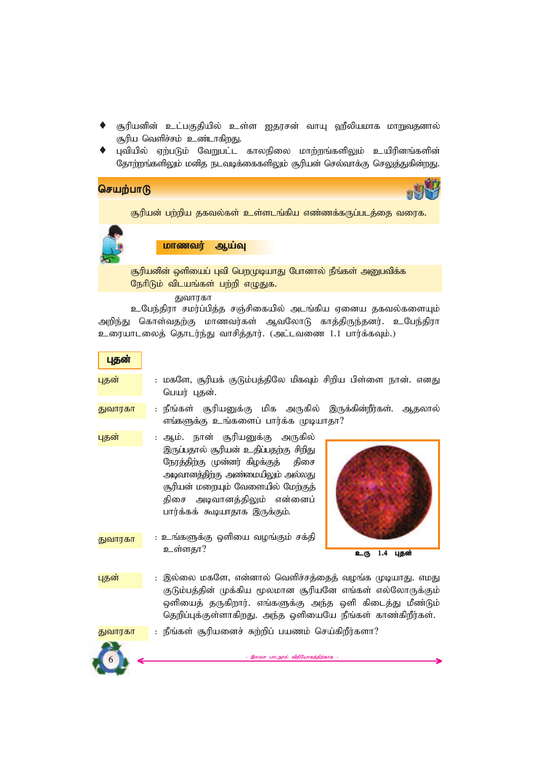- சூரியனின் உட்பகுதியில் உள்ள ஐதரசன் வாயு ஹீலியமாக மாறுவதனால் சூரிய வெளிச்சம் உண்டாகிறது.
- புவியில் ஏற்படும் வேறுபட்ட காலநிலை மாற்றங்களிலும் உயிரினங்களின் தோற்றங்களிலும் மனித நடவடிக்கைகளிலும் சூரியன் செல்வாக்கு செலுத்துகின்றது.

## செயற்பாடு

சூரியன் பற்றிய தகவல்கள் உள்ளடங்கிய எண்ணக்கருப்படத்தை வரைக.

### மாணவர் ஆய்வு

சூரியனின் ஒளியைப் புவி பெறமுடியாது போனால் நீங்கள் அனுபவிக்க நேரிடும் விடயங்கள் பற்றி எழுதுக.

துவாரகா

உபேந்திரா சமர்ப்பித்த சஞ்சிகையில் அடங்கிய ஏனைய தகவல்களையும் அறிந்து கொள்வதற்கு மாணவர்கள் ஆவலோடு காத்திருந்தனர். உபேந்திரா உரையாடலைத் தொடர்ந்து வாசித்தார். (அட்டவணை 1.1 பார்க்கவும்.)

### புதன்

**புதன்** : மகளே, சூரியக் குடும்பத்திலே மிகவும் சிறிய பிள்ளை நான். எனது பெயர் புதன்.

**துவாரகா** : நீங்கள் சூரியனுக்கு மிக அருகில் இருக்கின்றீர்கள். ஆதலால் எங்களுக்கு உங்களைப் பார்க்க முடியாதா?

**புதன்** : ஆம். நான் சூரியனுக்கு அருகில் இருப்பதால் சூரியன் உதிப்பதற்கு சிறிது நேரத்திற்கு முன்னர் கிழக்குத் திசை அடிவானத்திற்கு அண்மையிலும் அல்லது சூரியன் மறையும் வேளையில் மேற்குத் திசை அடிவானத்திலும் என்னைப் பார்க்கக் கூடியதாக இருக்கும்.

உரு 1.4 புதன்

**துவாரகா** : உங்களுக்கு ஒளியை வழங்கும் சக்தி உள்ளதா?

**புதன்** : இல்லை மகளே, என்னால் வெளிச்சத்தைத் வழங்க முடியாது. எமது குடும்பத்தின் முக்கிய மூலமான சூரியனே எங்கள் எல்லோருக்கும் ஒளியைத் தருகிறார். எங்களுக்கு அந்த ஒளி கிடைத்து மீண்டும் தெறிப்புக்குள்ளாகிறது. அந்த ஒளியையே நீங்கள் காண்கிறீர்கள்.

**துவாரகா** : நீங்கள் சூரியனைச் சுற்றிப் பயணம் செய்கிறீர்களா?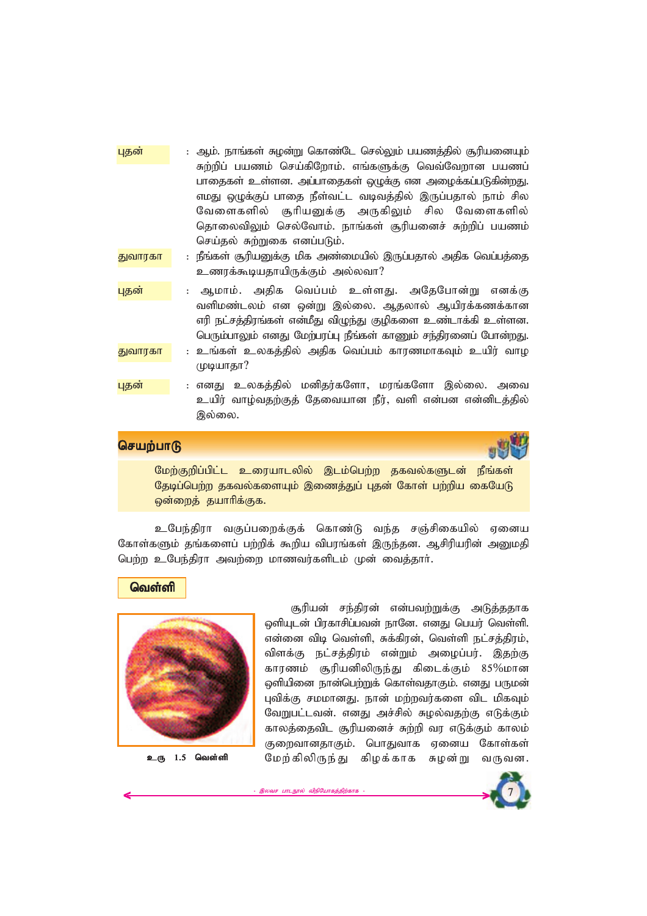**புதன்** : ஆம். நாங்கள் சுழன்று கொண்டே செல்லும் பயணத்தில் சூரியனையும் சுற்றிப் பயணம் செய்கிறோம். எங்களுக்கு வெவ்வேறான பயணப் பாதைகள் உள்ளன. அப்பாதைகள் ஒழுக்கு என அழைக்கப்படுகின்றது. எமது ஒழுக்குப் பாதை நீள்வட்ட வடிவத்தில் இருப்பதால் நாம் சில வேளைகளில் சூரியனுக்கு அருகிலும் சில வேளைகளில் தொலைவிலும் செல்வோம். நாங்கள் சூரியனைச் சுற்றிப் பயணம் செய்தல் சுற்றுகை எனப்படும்.

**துவாரகா** : நீங்கள் சூரியனுக்கு மிக அண்மையில் இருப்பதால் அதிக வெப்பத்தை உணரக்கூடியதாயிருக்கும் அல்லவா?

**புதன்** : ஆமாம். அதிக வெப்பம் உள்ளது. அதேபோன்று எனக்கு வளிமண்டலம் என ஒன்று இல்லை. ஆதலால் ஆயிரக்கணக்கான எரி நட்சத்திரங்கள் என்மீது விழுந்து குழிகளை உண்டாக்கி உள்ளன. பெரும்பாலும் எனது மேற்பரப்பு நீங்கள் காணும் சந்திரனைப் போன்றது.

**துவாரகா** : உங்கள் உலகத்தில் அதிக வெப்பம் காரணமாகவும் உயிர் வாழ முடியாதா?

**புதன்** : எனது உலகத்தில் மனிதர்களோ, மரங்களோ இல்லை. அவை உயிர் வாழ்வதற்குத் தேவையான நீர், வளி என்பன என்னிடத்தில் இல்லை.

## செயற்பாடு

மேற்குறிப்பிட்ட உரையாடலில் இடம்பெற்ற தகவல்களுடன் நீங்கள் தேடிப்பெற்ற தகவல்களையும் இணைத்துப் புதன் கோள் பற்றிய கையேடு ஒன்றைத் தயாரிக்குக.

உபேந்திரா வகுப்பறைக்குக் கொண்டு வந்த சஞ்சிகையில் ஏனைய கோள்களும் தங்களைப் பற்றிக் கூறிய விபரங்கள் இருந்தன. ஆசிரியரின் அனுமதி பெற்ற உபேந்திரா அவற்றை மாணவர்களிடம் முன் வைத்தார்.

### வெள்ளி

உரு 1.5 வெள்ளி

சூரியன் சந்திரன் என்பவற்றுக்கு அடுத்ததாக ஒளியுடன் பிரகாசிப்பவன் நானே. எனது பெயர் வெள்ளி. என்னை விடி வெள்ளி, சுக்கிரன், வெள்ளி நட்சத்திரம், விளக்கு நட்சத்திரம் என்றும் அழைப்பர். இதற்கு காரணம் சூரியனிலிருந்து கிடைக்கும் 85%மான ஒளியினை நான்பெற்றுக் கொள்வதாகும். எனது பருமன் புவிக்கு சமமானது. நான் மற்றவர்களை விட மிகவும் வேறுபட்டவன். எனது அச்சில் சுழல்வதற்கு எடுக்கும் காலத்தைவிட சூரியனைச் சுற்றி வர எடுக்கும் காலம் குறைவானதாகும். பொதுவாக ஏனைய கோள்கள் மேற்கிலிருந்து கிழக்காக சுழன்று வருவன.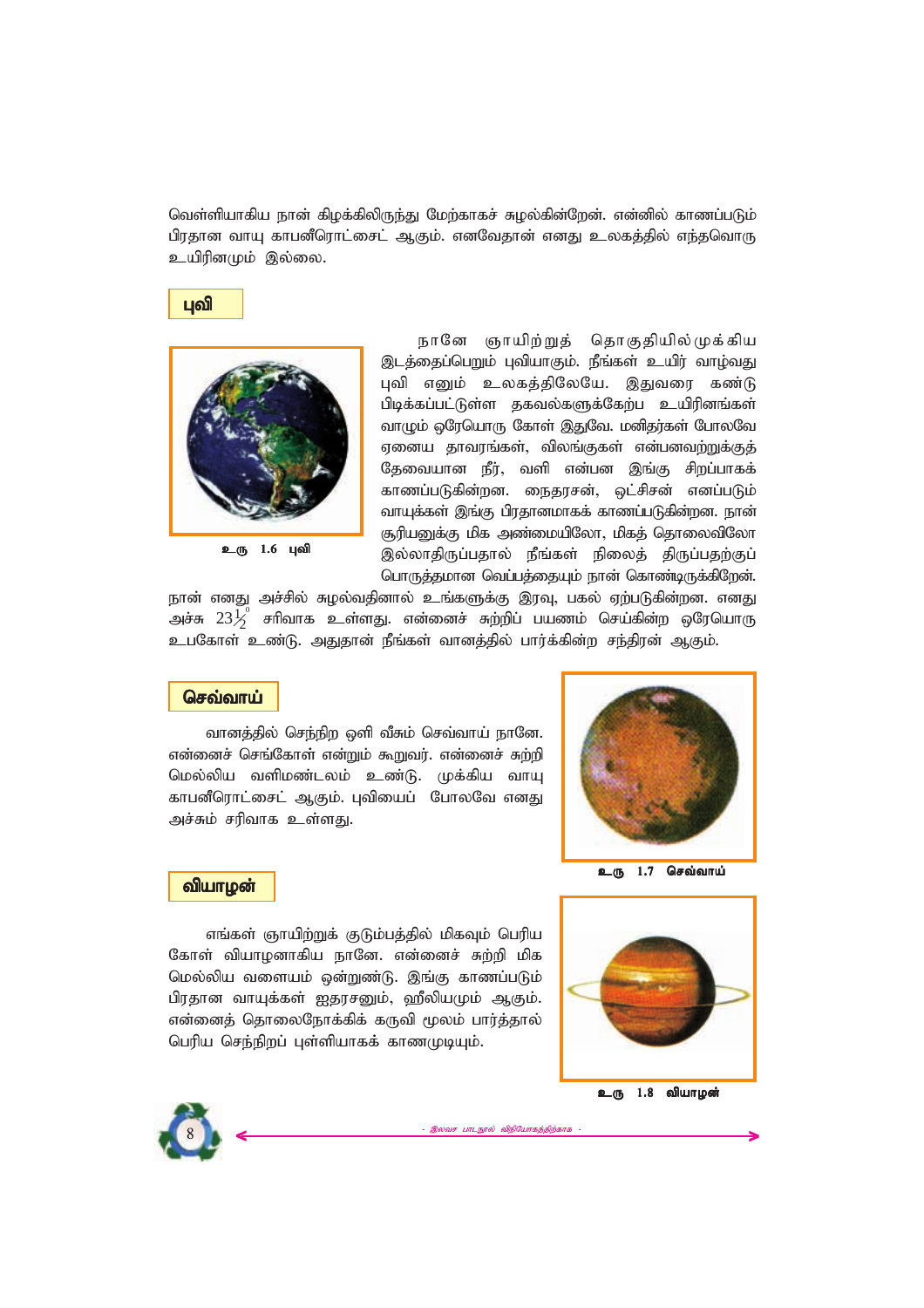வெள்ளியாகிய நான் கிழக்கிலிருந்து மேற்காகச் சுழல்கின்றேன். என்னில் காணப்படும் பிரதான வாயு காபனீரொட்சைட் ஆகும். எனவேதான் எனது உலகத்தில் எந்தவொரு உயிரினமும் இல்லை.

## புவி

நானே ஞாயிற்றுத் தொகுதியில் முக்கிய இடத்தைப்பெறும் புவியாகும். நீங்கள் உயிர் வாழ்வது புவி எனும் உலகத்திலேயே. இதுவரை கண்டு பிடிக்கப்பட்டுள்ள தகவல்களுக்கேற்ப உயிரினங்கள் வாழும் ஒரேயொரு கோள் இதுவே. மனிதர்கள் போலவே ஏனைய தாவரங்கள், விலங்குகள் என்பனவற்றுக்குத் தேவையான நீர், வளி என்பன இங்கு சிறப்பாகக் காணப்படுகின்றன. நைதரசன், ஒட்சிசன் எனப்படும் வாயுக்கள் இங்கு பிரதானமாகக் காணப்படுகின்றன. நான் சூரியனுக்கு மிக அண்மையிலோ, மிகத் தொலைவிலோ இல்லாதிருப்பதால் நீங்கள் நிலைத் திருப்பதற்குப் பொருத்தமான வெப்பத்தையும் நான் கொண்டிருக்கிறேன்.

உரு 1.6 புவி

நான் எனது அச்சில் சுழல்வதினால் உங்களுக்கு இரவு, பகல் ஏற்படுகின்றன. எனது அச்சு $23\frac{1}{2}^{0}$ சரிவாக உள்ளது. என்னைச் சுற்றிப் பயணம் செய்கின்ற ஒரேயொரு உபகோள் உண்டு. அதுதான் நீங்கள் வானத்தில் பார்க்கின்ற சந்திரன் ஆகும்.

## செவ்வாய்

வானத்தில் செந்நிற ஒளி வீசும் செவ்வாய் நானே. என்னைச் செங்கோள் என்றும் கூறுவர். என்னைச் சுற்றி மெல்லிய வளிமண்டலம் உண்டு. முக்கிய வாயு காபனீரொட்சைட் ஆகும். புவியைப் போலவே எனது அச்சும் சரிவாக உள்ளது.

உரு 1.7 செவ்வாய்

## வியாழன்

எங்கள் ஞாயிற்றுக் குடும்பத்தில் மிகவும் பெரிய கோள் வியாழனாகிய நானே. என்னைச் சுற்றி மிக மெல்லிய வளையம் ஒன்றுண்டு. இங்கு காணப்படும் பிரதான வாயுக்கள் ஐதரசனும், ஹீலியமும் ஆகும். என்னைத் தொலைநோக்கிக் கருவி மூலம் பார்த்தால் பெரிய செந்நிறப் புள்ளியாகக் காணமுடியும்.

உரு 1.8 வியாழன்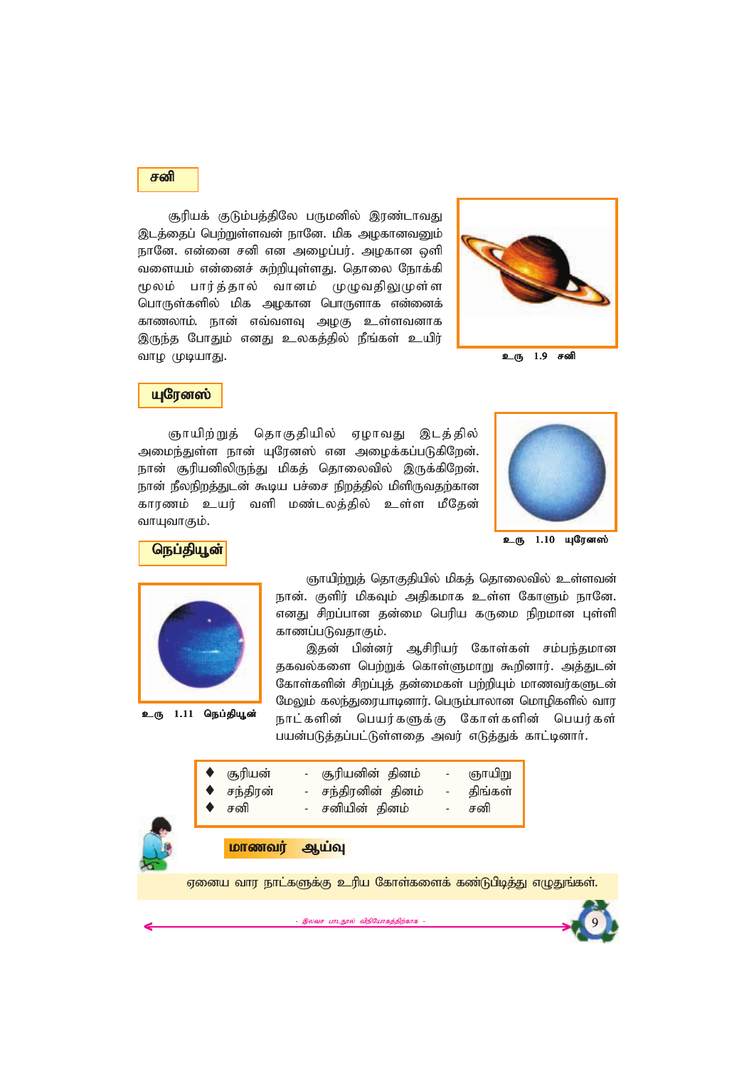## சனி

சூரியக் குடும்பத்திலே பருமனில் இரண்டாவது இடத்தைப் பெற்றுள்ளவன் நானே. மிக அழகானவனும் நானே. என்னை சனி என அழைப்பர். அழகான ஒளி வளையம் என்னைச் சுற்றியுள்ளது. தொலை நோக்கி மூலம் பார்த்தால் வானம் முழுவதிலுமுள்ள பொருள்களில் மிக அழகான பொருளாக என்னைக் காணலாம். நான் எவ்வளவு அழகு உள்ளவனாக இருந்த போதும் எனது உலகத்தில் நீங்கள் உயிர் வாழ முடியாது.

உரு 1.9 சனி

## யுரேனஸ்

ஞாயிற்றுத் தொகுதியில் ஏழாவது இடத்தில் அமைந்துள்ள நான் யுரேனஸ் என அழைக்கப்படுகிறேன். நான் சூரியனிலிருந்து மிகத் தொலைவில் இருக்கிறேன். நான் நீலநிறத்துடன் கூடிய பச்சை நிறத்தில் மிளிருவதற்கான காரணம் உயர் வளி மண்டலத்தில் உள்ள மீதேன் வாயுவாகும்.

உரு 1.10 யுரேனஸ்

## நெப்தியூன்

ஞாயிற்றுத் தொகுதியில் மிகத் தொலைவில் உள்ளவன் நான். குளிர் மிகவும் அதிகமாக உள்ள கோளும் நானே. எனது சிறப்பான தன்மை பெரிய கருமை நிறமான புள்ளி காணப்படுவதாகும்.

உரு 1.11 நெப்தியூன்

இதன் பின்னர் ஆசிரியர் கோள்கள் சம்பந்தமான தகவல்களை பெற்றுக் கொள்ளுமாறு கூறினார். அத்துடன் கோள்களின் சிறப்புத் தன்மைகள் பற்றியும் மாணவர்களுடன் மேலும் கலந்துரையாடினார். பெரும்பாலான மொழிகளில் வார நாட்களின் பெயர்களுக்கு கோள்களின் பெயர்கள் பயன்படுத்தப்பட்டுள்ளதை அவர் எடுத்துக் காட்டினார்.

- சூரியன் - சூரியனின் தினம் - ஞாயிறு
- சந்திரன் - சந்திரனின் தினம் - திங்கள்
- சனி - சனியின் தினம் - சனி

### மாணவர் ஆய்வு

ஏனைய வார நாட்களுக்கு உரிய கோள்களைக் கண்டுபிடித்து எழுதுங்கள்.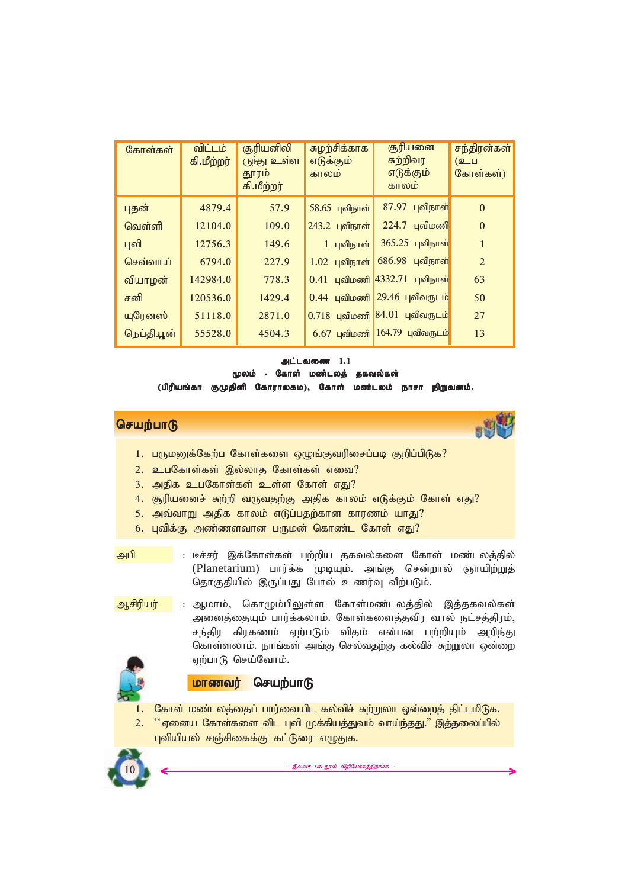| கோள்கள் | விட்டம் கி.மீற்றர் | சூரியனிலிருந்து உள்ள தூரம் கி.மீற்றர் | சுழற்சிக்காக எடுக்கும் காலம் | சூரியனை சுற்றிவர எடுக்கும் காலம் | சந்திரன்கள் (உப கோள்கள்) |
|---|---|---|---|---|---|
| புதன் | 4879.4 | 57.9 | 58.65 புவிநாள் | 87.97 புவிநாள் | 0 |
| வெள்ளி | 12104.0 | 109.0 | 243.2 புவிநாள் | 224.7 புவிமணி | 0 |
| புவி | 12756.3 | 149.6 | 1 புவிநாள் | 365.25 புவிநாள் | 1 |
| செவ்வாய் | 6794.0 | 227.9 | 1.02 புவிநாள் | 686.98 புவிநாள் | 2 |
| வியாழன் | 142984.0 | 778.3 | 0.41 புவிமணி | 4332.71 புவிநாள் | 63 |
| சனி | 120536.0 | 1429.4 | 0.44 புவிமணி | 29.46 புவிவருடம் | 50 |
| யுரேனஸ் | 51118.0 | 2871.0 | 0.718 புவிமணி | 84.01 புவிவருடம் | 27 |
| நெப்டியூன் | 55528.0 | 4504.3 | 6.67 புவிமணி | 164.79 புவிவருடம் | 13 |

**அட்டவணை 1.1**

**மூலம் - கோள் மண்டலத் தகவல்கள் (பிரியங்கா குமுதினி கோராலகம), கோள் மண்டலம் நாசா நிறுவனம்.**

## செயற்பாடு

1. பருமனுக்கேற்ப கோள்களை ஒழுங்குவரிசைப்படி குறிப்பிடுக?
2. உபகோள்கள் இல்லாத கோள்கள் எவை?
3. அதிக உபகோள்கள் உள்ள கோள் எது?
4. சூரியனைச் சுற்றி வருவதற்கு அதிக காலம் எடுக்கும் கோள் எது?
5. அவ்வாறு அதிக காலம் எடுப்பதற்கான காரணம் யாது?
6. புவிக்கு அண்ணளவான பருமன் கொண்ட கோள் எது?

**அபி** : டீச்சர் இக்கோள்கள் பற்றிய தகவல்களை கோள் மண்டலத்தில் (Planetarium) பார்க்க முடியும். அங்கு சென்றால் ஞாயிற்றுத் தொகுதியில் இருப்பது போல் உணர்வு வீற்படும்.

**ஆசிரியர்** : ஆமாம், கொழும்பிலுள்ள கோள்மண்டலத்தில் இத்தகவல்கள் அனைத்தையும் பார்க்கலாம். கோள்களைத்தவிர வால் நட்சத்திரம், சந்திர கிரகணம் ஏற்படும் விதம் என்பன பற்றியும் அறிந்து கொள்ளலாம். நாங்கள் அங்கு செல்வதற்கு கல்விச் சுற்றுலா ஒன்றை ஏற்பாடு செய்வோம்.

### மாணவர் செயற்பாடு

1. கோள் மண்டலத்தைப் பார்வையிட கல்விச் சுற்றுலா ஒன்றைத் திட்டமிடுக.
2. ''ஏனைய கோள்களை விட புவி முக்கியத்துவம் வாய்ந்தது.'' இத்தலைப்பில் புவியியல் சஞ்சிகைக்கு கட்டுரை எழுதுக.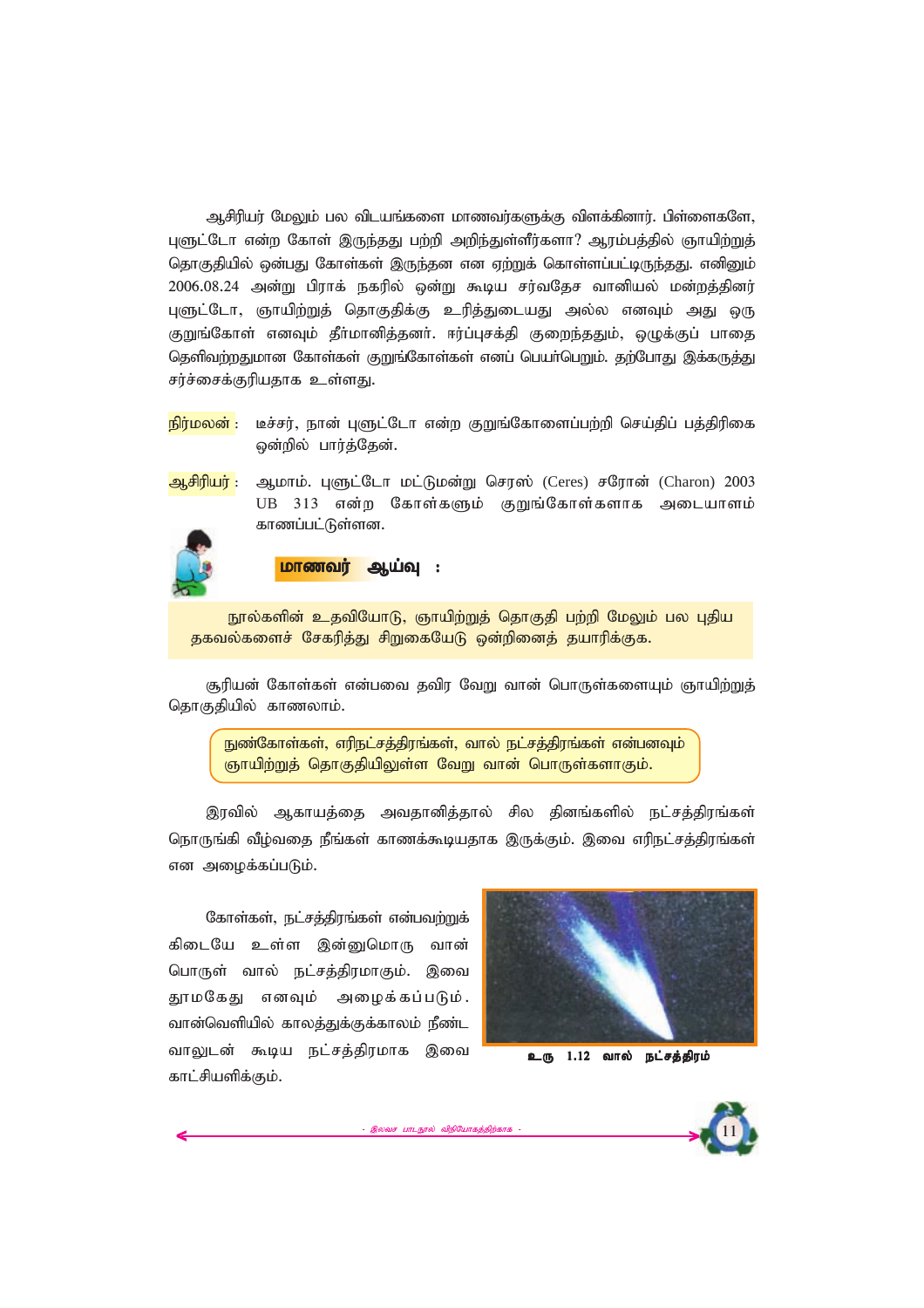ஆசிரியர் மேலும் பல விடயங்களை மாணவர்களுக்கு விளக்கினார். பிள்ளைகளே, புளூட்டோ என்ற கோள் இருந்தது பற்றி அறிந்துள்ளீர்களா? ஆரம்பத்தில் ஞாயிற்றுத் தொகுதியில் ஒன்பது கோள்கள் இருந்தன என ஏற்றுக் கொள்ளப்பட்டிருந்தது. எனினும் 2006.08.24 அன்று பிராக் நகரில் ஒன்று கூடிய சர்வதேச வானியல் மன்றத்தினர் புளூட்டோ, ஞாயிற்றுத் தொகுதிக்கு உரித்துடையது அல்ல எனவும் அது ஒரு குறுங்கோள் எனவும் தீர்மானித்தனர். ஈர்ப்புசக்தி குறைந்ததும், ஒழுக்குப் பாதை தெளிவற்றதுமான கோள்கள் குறுங்கோள்கள் எனப் பெயர்பெறும். தற்போது இக்கருத்து சர்ச்சைக்குரியதாக உள்ளது.

**நிர்மலன் :** டீச்சர், நான் புளூட்டோ என்ற குறுங்கோளைப்பற்றி செய்திப் பத்திரிகை ஒன்றில் பார்த்தேன்.

**ஆசிரியர் :** ஆமாம். புளூட்டோ மட்டுமன்று செரஸ் (Ceres) சரோன் (Charon) 2003 UB 313 என்ற கோள்களும் குறுங்கோள்களாக அடையாளம் காணப்பட்டுள்ளன.

**மாணவர் ஆய்வு :**

நூல்களின் உதவியோடு, ஞாயிற்றுத் தொகுதி பற்றி மேலும் பல புதிய தகவல்களைச் சேகரித்து சிறுகையேடு ஒன்றினைத் தயாரிக்குக.

சூரியன் கோள்கள் என்பவை தவிர வேறு வான் பொருள்களையும் ஞாயிற்றுத் தொகுதியில் காணலாம்.

நுண்கோள்கள், எரிநட்சத்திரங்கள், வால் நட்சத்திரங்கள் என்பனவும் ஞாயிற்றுத் தொகுதியிலுள்ள வேறு வான் பொருள்களாகும்.

இரவில் ஆகாயத்தை அவதானித்தால் சில தினங்களில் நட்சத்திரங்கள் நொருங்கி வீழ்வதை நீங்கள் காணக்கூடியதாக இருக்கும். இவை எரிநட்சத்திரங்கள் என அழைக்கப்படும்.

கோள்கள், நட்சத்திரங்கள் என்பவற்றுக் கிடையே உள்ள இன்னுமொரு வான் பொருள் வால் நட்சத்திரமாகும். இவை தூமகேது எனவும் அழைக்கப்படும். வான்வெளியில் காலத்துக்குக்காலம் நீண்ட வாலுடன் கூடிய நட்சத்திரமாக இவை காட்சியளிக்கும்.

உரு 1.12 வால் நட்சத்திரம்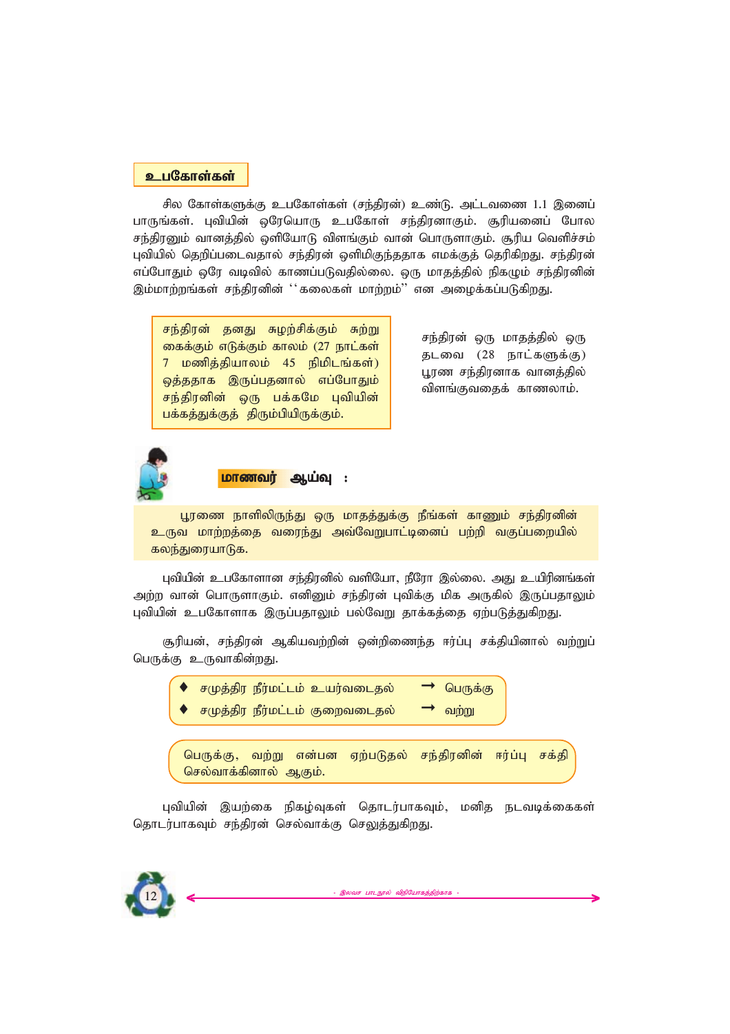## உபகோள்கள்

சில கோள்களுக்கு உபகோள்கள் (சந்திரன்) உண்டு. அட்டவணை 1.1 இனைப் பாருங்கள். புவியின் ஒரேயொரு உபகோள் சந்திரனாகும். சூரியனைப் போல சந்திரனும் வானத்தில் ஒளியோடு விளங்கும் வான் பொருளாகும். சூரிய வெளிச்சம் புவியில் தெறிப்படைவதால் சந்திரன் ஒளிமிகுந்ததாக எமக்குத் தெரிகிறது. சந்திரன் எப்போதும் ஒரே வடிவில் காணப்படுவதில்லை. ஒரு மாதத்தில் நிகழும் சந்திரனின் இம்மாற்றங்கள் சந்திரனின் ''கலைகள் மாற்றம்'' என அழைக்கப்படுகிறது.

> சந்திரன் தனது சுழற்சிக்கும் சுற்று கைக்கும் எடுக்கும் காலம் (27 நாட்கள் 7 மணித்தியாலம் 45 நிமிடங்கள்) ஒத்ததாக இருப்பதனால் எப்போதும் சந்திரனின் ஒரு பக்கமே புவியின் பக்கத்துக்குத் திரும்பியிருக்கும்.

சந்திரன் ஒரு மாதத்தில் ஒரு தடவை (28 நாட்களுக்கு) பூரண சந்திரனாக வானத்தில் விளங்குவதைக் காணலாம்.

### மாணவர் ஆய்வு :

பூரணை நாளிலிருந்து ஒரு மாதத்துக்கு நீங்கள் காணும் சந்திரனின் உருவ மாற்றத்தை வரைந்து அவ்வேறுபாட்டினைப் பற்றி வகுப்பறையில் கலந்துரையாடுக.

புவியின் உபகோளான சந்திரனில் வளியோ, நீரோ இல்லை. அது உயிரினங்கள் அற்ற வான் பொருளாகும். எனினும் சந்திரன் புவிக்கு மிக அருகில் இருப்பதாலும் புவியின் உபகோளாக இருப்பதாலும் பல்வேறு தாக்கத்தை ஏற்படுத்துகிறது.

சூரியன், சந்திரன் ஆகியவற்றின் ஒன்றிணைந்த ஈர்ப்பு சக்தியினால் வற்றுப் பெருக்கு உருவாகின்றது.

- சமுத்திர நீர்மட்டம் உயர்வடைதல் → பெருக்கு
- சமுத்திர நீர்மட்டம் குறைவடைதல் → வற்று

> பெருக்கு, வற்று என்பன ஏற்படுதல் சந்திரனின் ஈர்ப்பு சக்தி செல்வாக்கினால் ஆகும்.

புவியின் இயற்கை நிகழ்வுகள் தொடர்பாகவும், மனித நடவடிக்கைகள் தொடர்பாகவும் சந்திரன் செல்வாக்கு செலுத்துகிறது.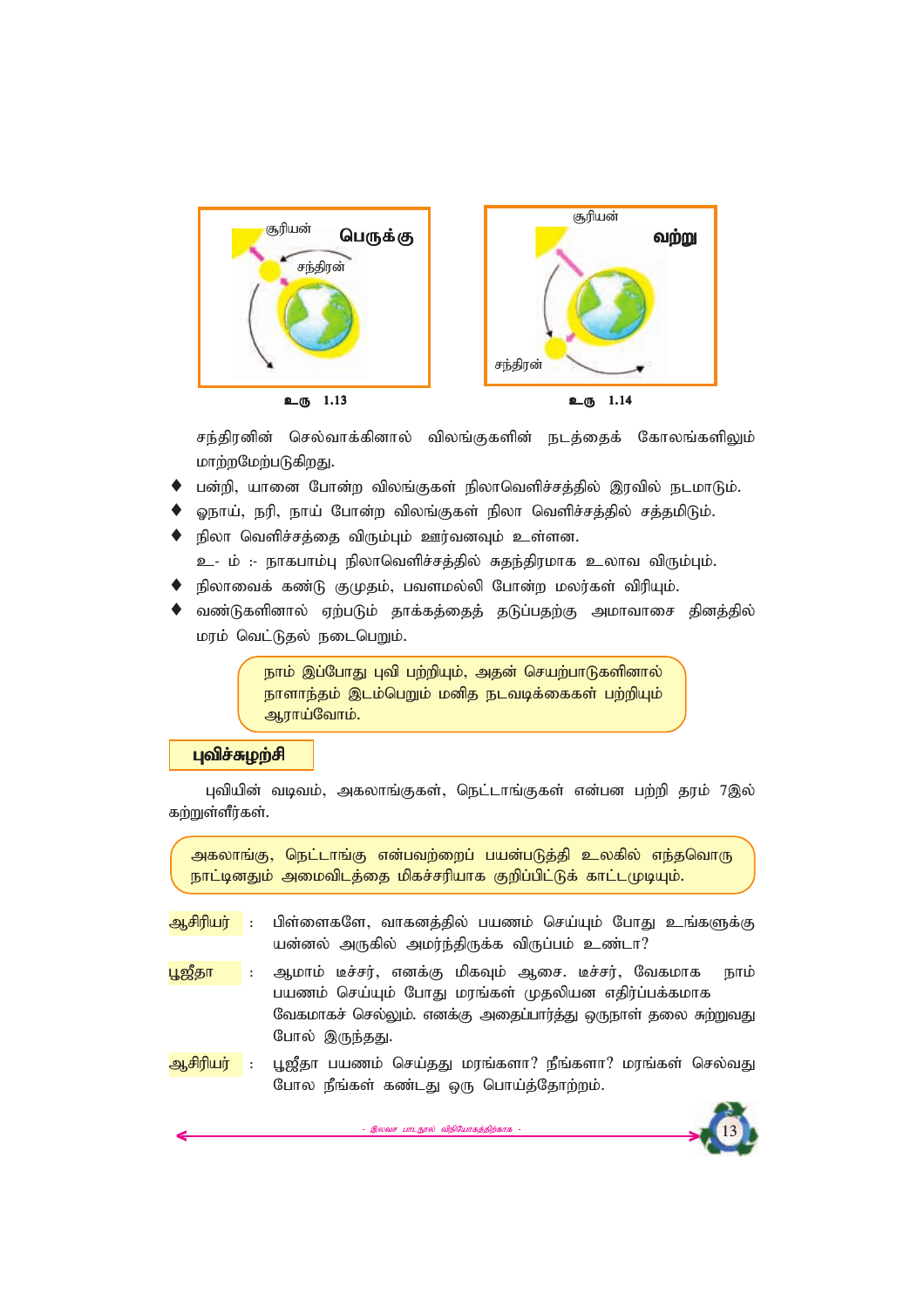சூரியன் **பெருக்கு** சந்திரன்

உரு 1.13

சூரியன் **வற்று** சந்திரன்

உரு 1.14

சந்திரனின் செல்வாக்கினால் விலங்குகளின் நடத்தைக் கோலங்களிலும் மாற்றமேற்படுகிறது.

- பன்றி, யானை போன்ற விலங்குகள் நிலாவெளிச்சத்தில் இரவில் நடமாடும்.
- ஓநாய், நரி, நாய் போன்ற விலங்குகள் நிலா வெளிச்சத்தில் சத்தமிடும்.
- நிலா வெளிச்சத்தை விரும்பும் ஊர்வனவும் உள்ளன.
  உ- ம் :- நாகபாம்பு நிலாவெளிச்சத்தில் சுதந்திரமாக உலாவ விரும்பும்.
- நிலாவைக் கண்டு குமுதம், பவளமல்லி போன்ற மலர்கள் விரியும்.
- வண்டுகளினால் ஏற்படும் தாக்கத்தைத் தடுப்பதற்கு அமாவாசை தினத்தில் மரம் வெட்டுதல் நடைபெறும்.

> நாம் இப்போது புவி பற்றியும், அதன் செயற்பாடுகளினால் நாளாந்தம் இடம்பெறும் மனித நடவடிக்கைகள் பற்றியும் ஆராய்வோம்.

## புவிச்சுழற்சி

புவியின் வடிவம், அகலாங்குகள், நெட்டாங்குகள் என்பன பற்றி தரம் 7இல் கற்றுள்ளீர்கள்.

> அகலாங்கு, நெட்டாங்கு என்பவற்றைப் பயன்படுத்தி உலகில் எந்தவொரு நாட்டினதும் அமைவிடத்தை மிகச்சரியாக குறிப்பிட்டுக் காட்டமுடியும்.

**ஆசிரியர்** : பிள்ளைகளே, வாகனத்தில் பயணம் செய்யும் போது உங்களுக்கு யன்னல் அருகில் அமர்ந்திருக்க விருப்பம் உண்டா?

**பூஜீதா** : ஆமாம் டீச்சர், எனக்கு மிகவும் ஆசை. டீச்சர், வேகமாக நாம் பயணம் செய்யும் போது மரங்கள் முதலியன எதிர்ப்பக்கமாக வேகமாகச் செல்லும். எனக்கு அதைப்பார்த்து ஒருநாள் தலை சுற்றுவது போல் இருந்தது.

**ஆசிரியர்** : பூஜீதா பயணம் செய்தது மரங்களா? நீங்களா? மரங்கள் செல்வது போல நீங்கள் கண்டது ஒரு பொய்த்தோற்றம்.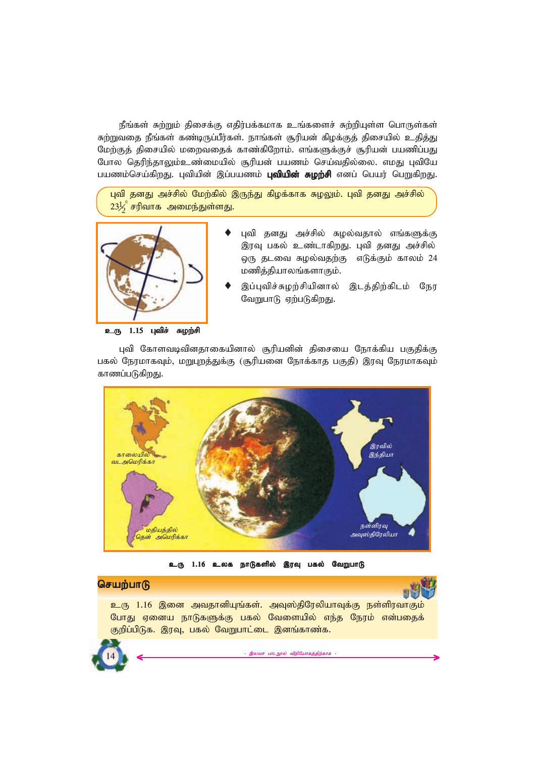நீங்கள் சுற்றும் திசைக்கு எதிர்பக்கமாக உங்களைச் சுற்றியுள்ள பொருள்கள் சுற்றுவதை நீங்கள் கண்டிருப்பீர்கள். நாங்கள் சூரியன் கிழக்குத் திசையில் உதித்து மேற்குத் திசையில் மறைவதைக் காண்கிறோம். எங்களுக்குச் சூரியன் பயணிப்பது போல தெரிந்தாலும்உண்மையில் சூரியன் பயணம் செய்வதில்லை. எமது புவியே பயணம்செய்கிறது. புவியின் இப்பயணம் **புவியின் சுழற்சி** எனப் பெயர் பெறுகிறது.

புவி தனது அச்சில் மேற்கில் இருந்து கிழக்காக சுழலும். புவி தனது அச்சில் $23\frac{1}{2}^{0}$ சரிவாக அமைந்துள்ளது.

உரு 1.15 புவிச் சுழற்சி

- புவி தனது அச்சில் சுழல்வதால் எங்களுக்கு இரவு பகல் உண்டாகிறது. புவி தனது அச்சில் ஒரு தடவை சுழல்வதற்கு எடுக்கும் காலம் 24 மணித்தியாலங்களாகும்.
- இப்புவிச்சுழற்சியினால் இடத்திற்கிடம் நேர வேறுபாடு ஏற்படுகிறது.

புவி கோளவடிவினதாகையினால் சூரியனின் திசையை நோக்கிய பகுதிக்கு பகல் நேரமாகவும், மறுபுறத்துக்கு (சூரியனை நோக்காத பகுதி) இரவு நேரமாகவும் காணப்படுகிறது.

உரு 1.16 உலக நாடுகளில் இரவு பகல் வேறுபாடு

## செயற்பாடு

உரு 1.16 இனை அவதானியுங்கள். அவுஸ்திரேலியாவுக்கு நள்ளிரவாகும் போது ஏனைய நாடுகளுக்கு பகல் வேளையில் எந்த நேரம் என்பதைக் குறிப்பிடுக. இரவு, பகல் வேறுபாட்டை இனங்காண்க.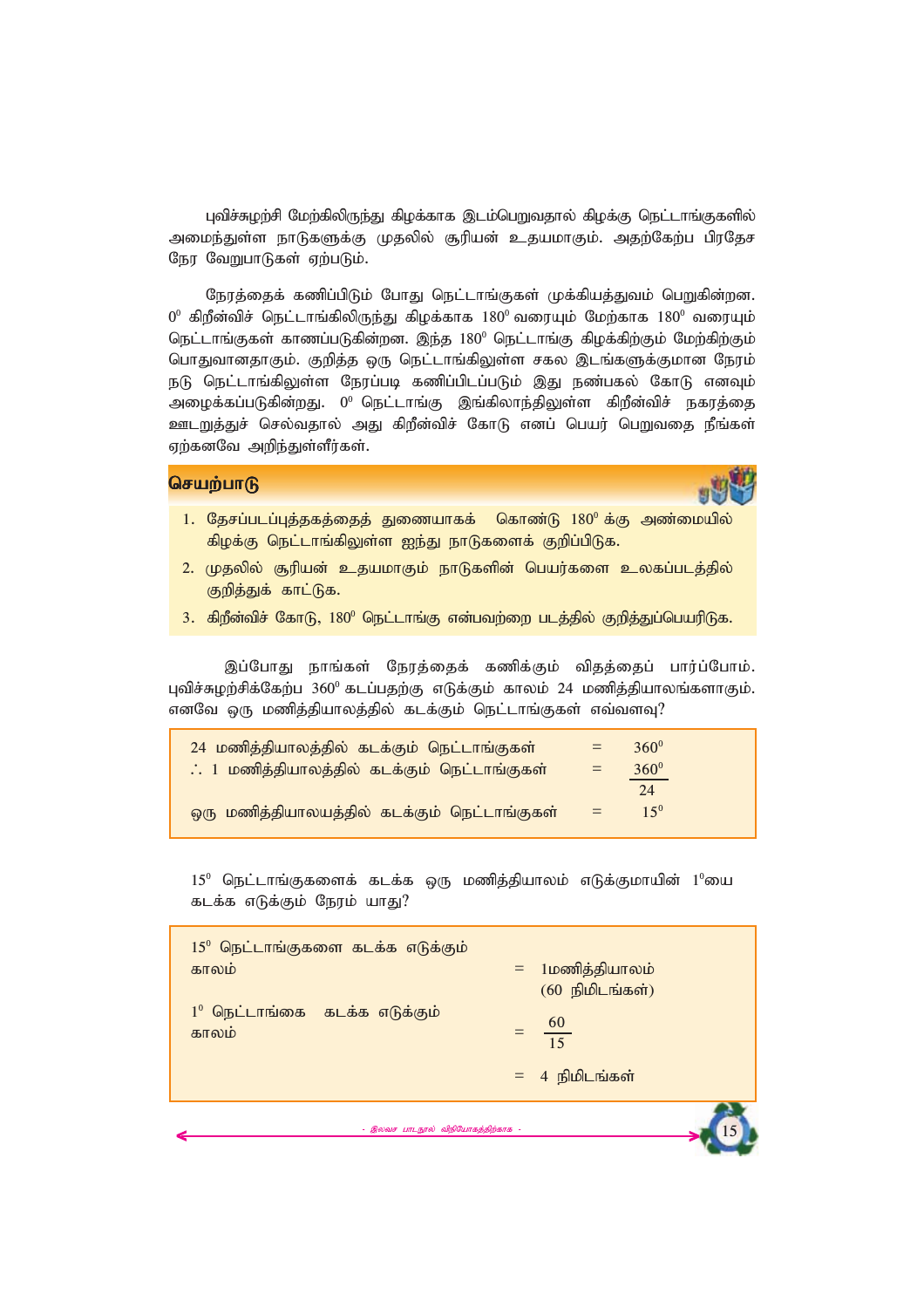புவிச்சுழற்சி மேற்கிலிருந்து கிழக்காக இடம்பெறுவதால் கிழக்கு நெட்டாங்குகளில் அமைந்துள்ள நாடுகளுக்கு முதலில் சூரியன் உதயமாகும். அதற்கேற்ப பிரதேச நேர வேறுபாடுகள் ஏற்படும்.

நேரத்தைக் கணிப்பிடும் போது நெட்டாங்குகள் முக்கியத்துவம் பெறுகின்றன. $0^0$ கிறீன்விச் நெட்டாங்கிலிருந்து கிழக்காக $180^0$ வரையும் மேற்காக $180^0$ வரையும் நெட்டாங்குகள் காணப்படுகின்றன. இந்த $180^0$ நெட்டாங்கு கிழக்கிற்கும் மேற்கிற்கும் பொதுவானதாகும். குறித்த ஒரு நெட்டாங்கிலுள்ள சகல இடங்களுக்குமான நேரம் நடு நெட்டாங்கிலுள்ள நேரப்படி கணிப்பிடப்படும் இது நண்பகல் கோடு எனவும் அழைக்கப்படுகின்றது. $0^0$ நெட்டாங்கு இங்கிலாந்திலுள்ள கிறீன்விச் நகரத்தை ஊடறுத்துச் செல்வதால் அது கிறீன்விச் கோடு எனப் பெயர் பெறுவதை நீங்கள் ஏற்கனவே அறிந்துள்ளீர்கள்.

## செயற்பாடு

1. தேசப்படப்புத்தகத்தைத் துணையாகக் கொண்டு $180^0$ க்கு அண்மையில் கிழக்கு நெட்டாங்கிலுள்ள ஐந்து நாடுகளைக் குறிப்பிடுக.
2. முதலில் சூரியன் உதயமாகும் நாடுகளின் பெயர்களை உலகப்படத்தில் குறித்துக் காட்டுக.
3. கிறீன்விச் கோடு, $180^0$ நெட்டாங்கு என்பவற்றை படத்தில் குறித்துப்பெயரிடுக.

இப்போது நாங்கள் நேரத்தைக் கணிக்கும் விதத்தைப் பார்ப்போம். புவிச்சுழற்சிக்கேற்ப $360^0$ கடப்பதற்கு எடுக்கும் காலம் 24 மணித்தியாலங்களாகும். எனவே ஒரு மணித்தியாலத்தில் கடக்கும் நெட்டாங்குகள் எவ்வளவு?

| | | |
|---|---|---|
| 24 மணித்தியாலத்தில் கடக்கும் நெட்டாங்குகள் | = | $360^0$ |
| ∴ 1 மணித்தியாலத்தில் கடக்கும் நெட்டாங்குகள் | = | $\frac{360^0}{24}$ |
| ஒரு மணித்தியாலயத்தில் கடக்கும் நெட்டாங்குகள் | = | $15^0$ |

$15^0$ நெட்டாங்குகளைக் கடக்க ஒரு மணித்தியாலம் எடுக்குமாயின் $1^0$யை கடக்க எடுக்கும் நேரம் யாது?

| | | |
|---|---|---|
| $15^0$ நெட்டாங்குகளை கடக்க எடுக்கும் காலம் | = | 1மணித்தியாலம் (60 நிமிடங்கள்) |
| $1^0$ நெட்டாங்கை கடக்க எடுக்கும் காலம் | = | $\frac{60}{15}$ |
| | = | 4 நிமிடங்கள் |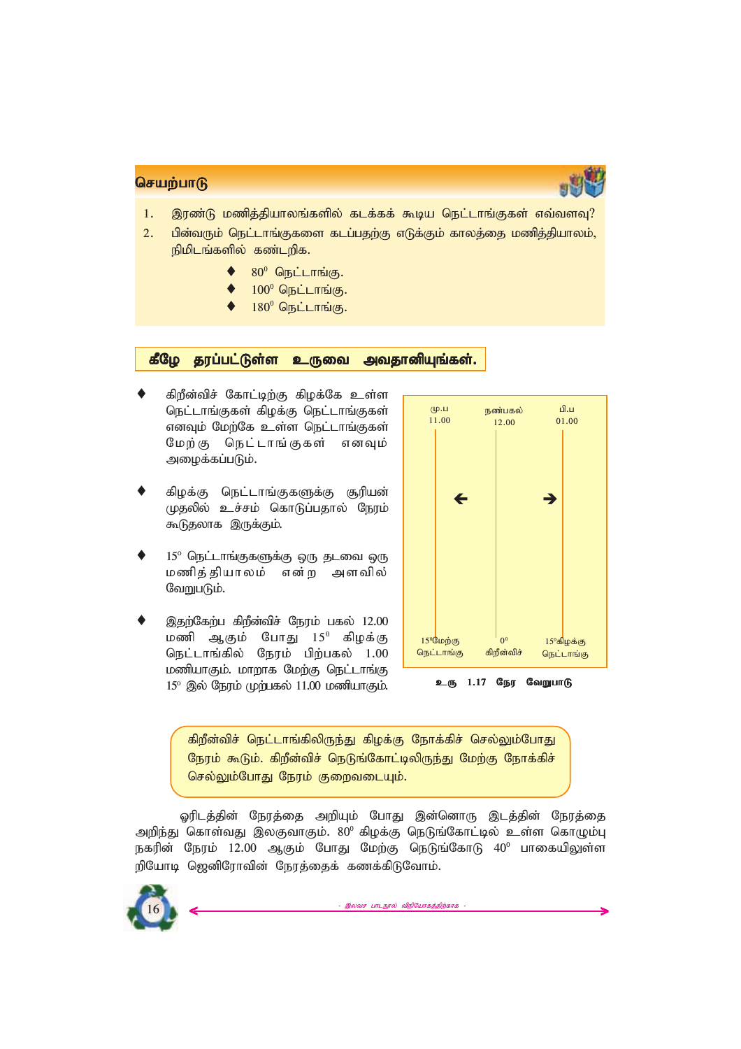## செயற்பாடு

1. இரண்டு மணித்தியாலங்களில் கடக்கக் கூடிய நெட்டாங்குகள் எவ்வளவு?
2. பின்வரும் நெட்டாங்குகளை கடப்பதற்கு எடுக்கும் காலத்தை மணித்தியாலம், நிமிடங்களில் கண்டறிக.
   - $80^0$ நெட்டாங்கு.
   - $100^0$ நெட்டாங்கு.
   - $180^0$ நெட்டாங்கு.

### கீழே தரப்பட்டுள்ள உருவை அவதானியுங்கள்.

- கிறீன்விச் கோட்டிற்கு கிழக்கே உள்ள நெட்டாங்குகள் கிழக்கு நெட்டாங்குகள் எனவும் மேற்கே உள்ள நெட்டாங்குகள் மேற்கு நெட்டாங்குகள் எனவும் அழைக்கப்படும்.
- கிழக்கு நெட்டாங்குகளுக்கு சூரியன் முதலில் உச்சம் கொடுப்பதால் நேரம் கூடுதலாக இருக்கும்.
- $15^o$ நெட்டாங்குகளுக்கு ஒரு தடவை ஒரு மணித்தியாலம் என்ற அளவில் வேறுபடும்.
- இதற்கேற்ப கிறீன்விச் நேரம் பகல் 12.00 மணி ஆகும் போது $15^0$ கிழக்கு நெட்டாங்கில் நேரம் பிற்பகல் 1.00 மணியாகும். மாறாக மேற்கு நெட்டாங்கு $15^o$ இல் நேரம் முற்பகல் 11.00 மணியாகும்.

| மு.ப 11.00 | நண்பகல் 12.00 | பி.ப 01.00 |
|---|---|---|
| ← | | → |
| $15^0$மேற்கு நெட்டாங்கு | $0^0$ கிறீன்விச் | $15^0$கிழக்கு நெட்டாங்கு |

உரு 1.17 நேர வேறுபாடு

> கிறீன்விச் நெட்டாங்கிலிருந்து கிழக்கு நோக்கிச் செல்லும்போது நேரம் கூடும். கிறீன்விச் நெடுங்கோட்டிலிருந்து மேற்கு நோக்கிச் செல்லும்போது நேரம் குறைவடையும்.

ஓரிடத்தின் நேரத்தை அறியும் போது இன்னொரு இடத்தின் நேரத்தை அறிந்து கொள்வது இலகுவாகும். $80^0$ கிழக்கு நெடுங்கோட்டில் உள்ள கொழும்பு நகரின் நேரம் 12.00 ஆகும் போது மேற்கு நெடுங்கோடு $40^0$ பாகையிலுள்ள றியோடி ஜெனிரோவின் நேரத்தைக் கணக்கிடுவோம்.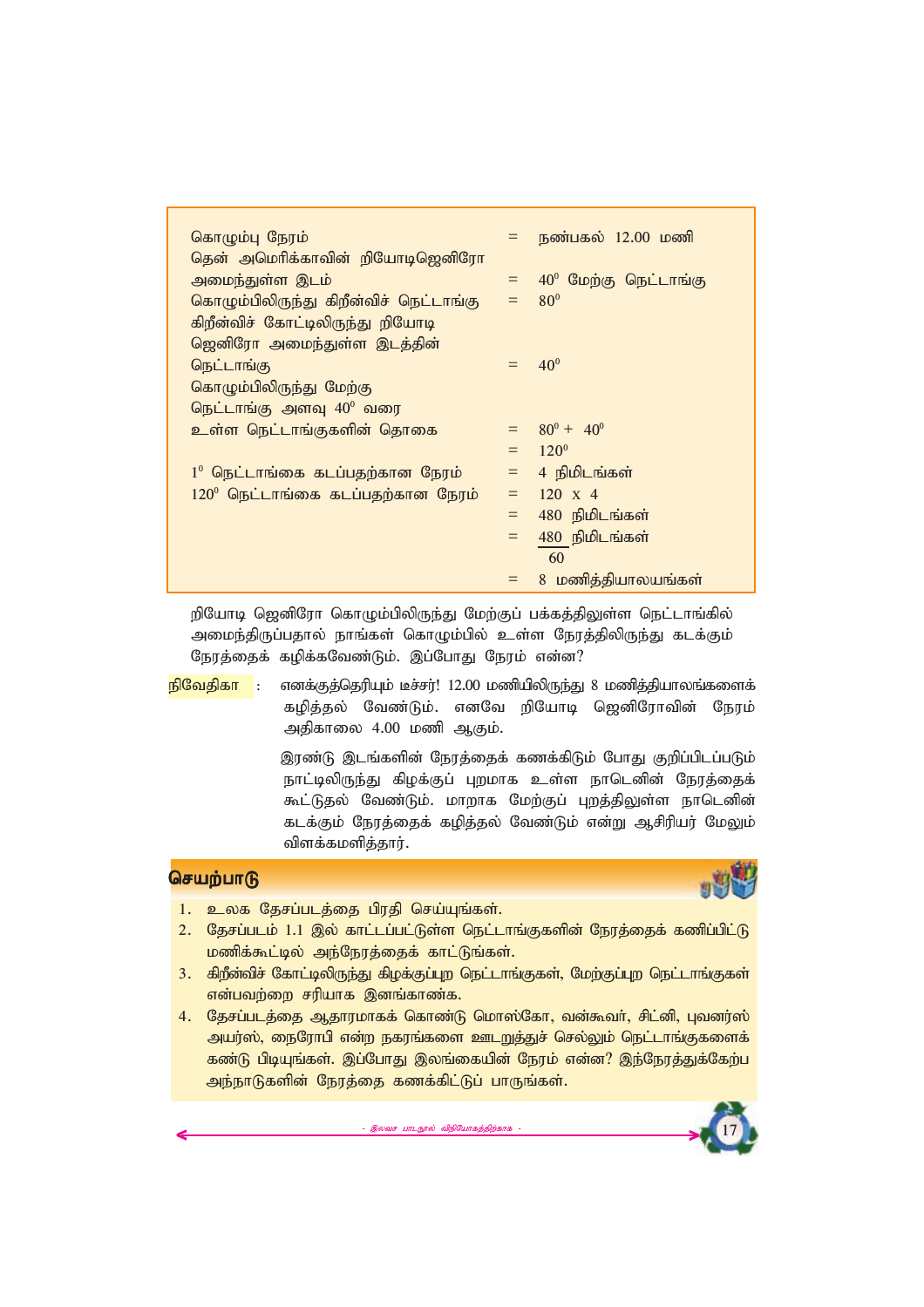| | | |
|---|---|---|
| கொழும்பு நேரம் | = | நண்பகல் 12.00 மணி |
| தென் அமெரிக்காவின் றியோடிஜெனிரோ அமைந்துள்ள இடம் | = | $40^0$ மேற்கு நெட்டாங்கு |
| கொழும்பிலிருந்து கிறீன்விச் நெட்டாங்கு | = | $80^0$ |
| கிறீன்விச் கோட்டிலிருந்து றியோடி ஜெனிரோ அமைந்துள்ள இடத்தின் நெட்டாங்கு | = | $40^0$ |
| கொழும்பிலிருந்து மேற்கு நெட்டாங்கு அளவு $40^0$ வரை உள்ள நெட்டாங்குகளின் தொகை | = | $80^0 + 40^0$ |
| | = | $120^0$ |
| $1^0$ நெட்டாங்கை கடப்பதற்கான நேரம் | = | 4 நிமிடங்கள் |
| $120^0$ நெட்டாங்கை கடப்பதற்கான நேரம் | = | 120 x 4 |
| | = | 480 நிமிடங்கள் |
| | = | $\frac{480}{60}$ நிமிடங்கள் |
| | = | 8 மணித்தியாலயங்கள் |

றியோடி ஜெனிரோ கொழும்பிலிருந்து மேற்குப் பக்கத்திலுள்ள நெட்டாங்கில் அமைந்திருப்பதால் நாங்கள் கொழும்பில் உள்ள நேரத்திலிருந்து கடக்கும் நேரத்தைக் கழிக்கவேண்டும். இப்போது நேரம் என்ன?

**நிவேதிகா** : எனக்குத்தெரியும் டீச்சர்! 12.00 மணியிலிருந்து 8 மணித்தியாலங்களைக் கழித்தல் வேண்டும். எனவே றியோடி ஜெனிரோவின் நேரம் அதிகாலை 4.00 மணி ஆகும்.

இரண்டு இடங்களின் நேரத்தைக் கணக்கிடும் போது குறிப்பிடப்படும் நாட்டிலிருந்து கிழக்குப் புறமாக உள்ள நாடெனின் நேரத்தைக் கூட்டுதல் வேண்டும். மாறாக மேற்குப் புறத்திலுள்ள நாடெனின் கடக்கும் நேரத்தைக் கழித்தல் வேண்டும் என்று ஆசிரியர் மேலும் விளக்கமளித்தார்.

## செயற்பாடு

1. உலக தேசப்படத்தை பிரதி செய்யுங்கள்.
2. தேசப்படம் 1.1 இல் காட்டப்பட்டுள்ள நெட்டாங்குகளின் நேரத்தைக் கணிப்பிட்டு மணிக்கூட்டில் அந்நேரத்தைக் காட்டுங்கள்.
3. கிறீன்விச் கோட்டிலிருந்து கிழக்குப்புற நெட்டாங்குகள், மேற்குப்புற நெட்டாங்குகள் என்பவற்றை சரியாக இனங்காண்க.
4. தேசப்படத்தை ஆதாரமாகக் கொண்டு மொஸ்கோ, வன்கூவர், சிட்னி, புவனஸ் அயர்ஸ், நைரோபி என்ற நகரங்களை ஊடறுத்துச் செல்லும் நெட்டாங்குகளைக் கண்டு பிடியுங்கள். இப்போது இலங்கையின் நேரம் என்ன? இந்நேரத்துக்கேற்ப அந்நாடுகளின் நேரத்தை கணக்கிட்டுப் பாருங்கள்.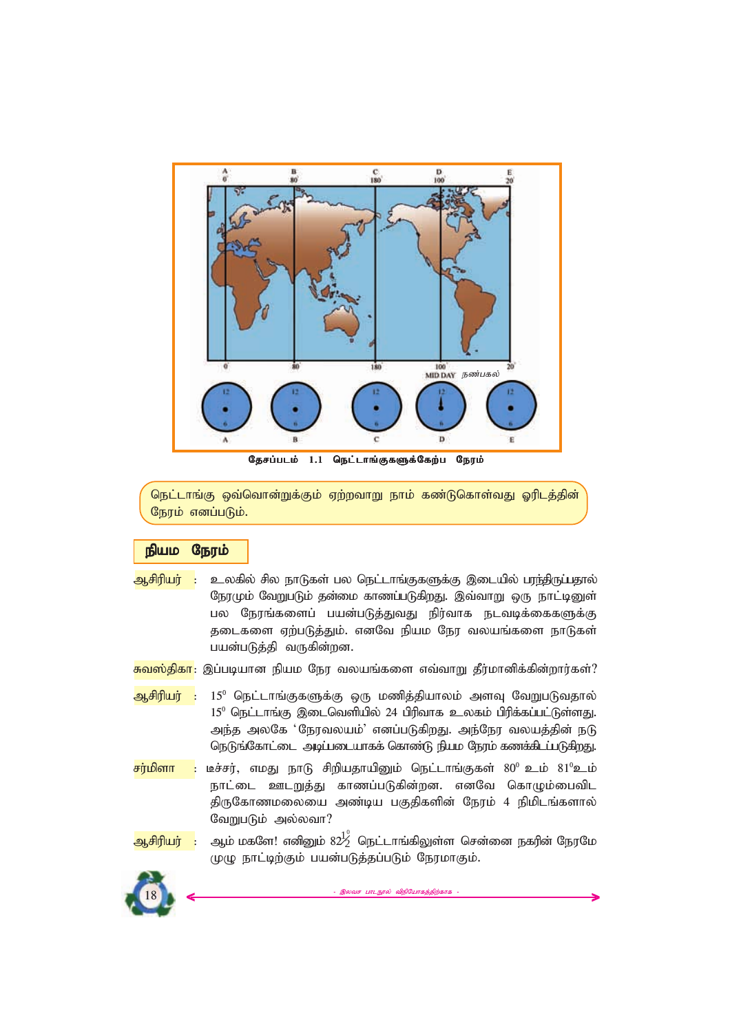தேசப்படம் 1.1 நெட்டாங்குகளுக்கேற்ப நேரம்

நெட்டாங்கு ஒவ்வொன்றுக்கும் ஏற்றவாறு நாம் கண்டுகொள்வது ஓரிடத்தின் நேரம் எனப்படும்.

## நியம நேரம்

**ஆசிரியர்** : உலகில் சில நாடுகள் பல நெட்டாங்குகளுக்கு இடையில் பரந்திருப்பதால் நேரமும் வேறுபடும் தன்மை காணப்படுகிறது. இவ்வாறு ஒரு நாட்டினுள் பல நேரங்களைப் பயன்படுத்துவது நிர்வாக நடவடிக்கைகளுக்கு தடைகளை ஏற்படுத்தும். எனவே நியம நேர வலயங்களை நாடுகள் பயன்படுத்தி வருகின்றன.

**சுவஸ்திகா**: இப்படியான நியம நேர வலயங்களை எவ்வாறு தீர்மானிக்கின்றார்கள்?

**ஆசிரியர்** : $15^0$ நெட்டாங்குகளுக்கு ஒரு மணித்தியாலம் அளவு வேறுபடுவதால் $15^0$ நெட்டாங்கு இடைவெளியில் 24 பிரிவாக உலகம் பிரிக்கப்பட்டுள்ளது. அந்த அலகே 'நேரவலயம்' எனப்படுகிறது. அந்நேர வலயத்தின் நடு நெடுங்கோட்டை அடிப்படையாகக் கொண்டு நியம நேரம் கணக்கிடப்படுகிறது.

**சர்மிளா** : டீச்சர், எமது நாடு சிறியதாயினும் நெட்டாங்குகள் $80^0$ உம் $81^0$உம் நாட்டை ஊடறுத்து காணப்படுகின்றன. எனவே கொழும்பைவிட திருகோணமலையை அண்டிய பகுதிகளின் நேரம் 4 நிமிடங்களால் வேறுபடும் அல்லவா?

**ஆசிரியர்** : ஆம் மகளே! எனினும் $82\frac{1}{2}^0$ நெட்டாங்கிலுள்ள சென்னை நகரின் நேரமே முழு நாட்டிற்கும் பயன்படுத்தப்படும் நேரமாகும்.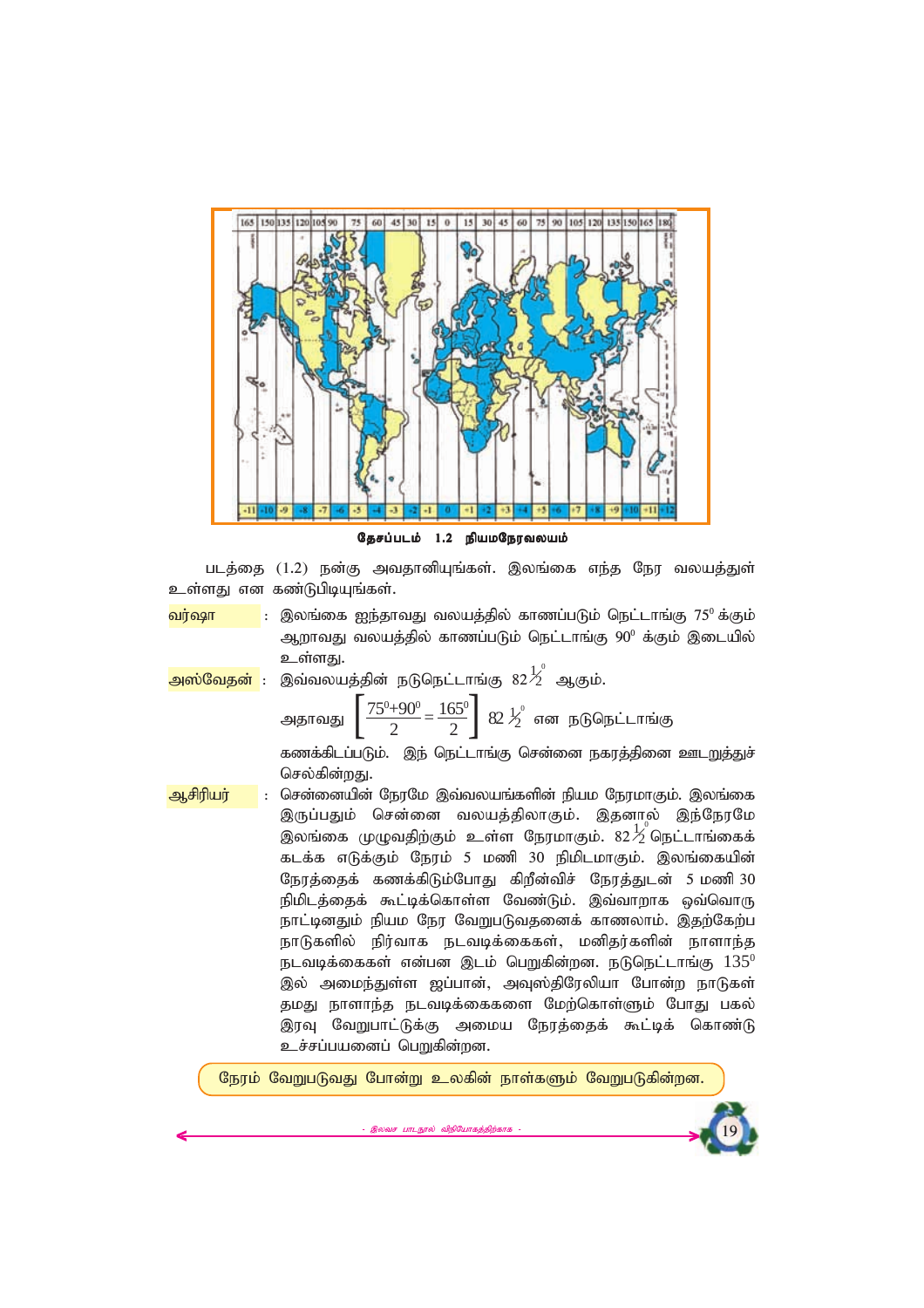தேசப்படம் 1.2 நியமநேரவலயம்

படத்தை (1.2) நன்கு அவதானியுங்கள். இலங்கை எந்த நேர வலயத்துள் உள்ளது என கண்டுபிடியுங்கள்.

**வர்ஷா** : இலங்கை ஐந்தாவது வலயத்தில் காணப்படும் நெட்டாங்கு $75^0$ க்கும் ஆறாவது வலயத்தில் காணப்படும் நெட்டாங்கு $90^0$ க்கும் இடையில் உள்ளது.

**அஸ்வேதன்** : இவ்வலயத்தின் நடுநெட்டாங்கு $82\frac{1}{2}^0$ ஆகும்.

அதாவது $\left[\frac{75^0+90^0}{2}=\frac{165^0}{2}\right]$ $82\frac{1}{2}^0$ என நடுநெட்டாங்கு கணக்கிடப்படும். இந் நெட்டாங்கு சென்னை நகரத்தினை ஊடறுத்துச் செல்கின்றது.

**ஆசிரியர்** : சென்னையின் நேரமே இவ்வலயங்களின் நியம நேரமாகும். இலங்கை இருப்பதும் சென்னை வலயத்திலாகும். இதனால் இந்நேரமே இலங்கை முழுவதிற்கும் உள்ள நேரமாகும். $82\frac{1}{2}^0$ நெட்டாங்கைக் கடக்க எடுக்கும் நேரம் 5 மணி 30 நிமிடமாகும். இலங்கையின் நேரத்தைக் கணக்கிடும்போது கிறீன்விச் நேரத்துடன் 5 மணி 30 நிமிடத்தைக் கூட்டிக்கொள்ள வேண்டும். இவ்வாறாக ஒவ்வொரு நாட்டினதும் நியம நேர வேறுபடுவதனைக் காணலாம். இதற்கேற்ப நாடுகளில் நிர்வாக நடவடிக்கைகள், மனிதர்களின் நாளாந்த நடவடிக்கைகள் என்பன இடம் பெறுகின்றன. நடுநெட்டாங்கு $135^0$ இல் அமைந்துள்ள ஜப்பான், அவுஸ்திரேலியா போன்ற நாடுகள் தமது நாளாந்த நடவடிக்கைகளை மேற்கொள்ளும் போது பகல் இரவு வேறுபாட்டுக்கு அமைய நேரத்தைக் கூட்டிக் கொண்டு உச்சப்பயனைப் பெறுகின்றன.

நேரம் வேறுபடுவது போன்று உலகின் நாள்களும் வேறுபடுகின்றன.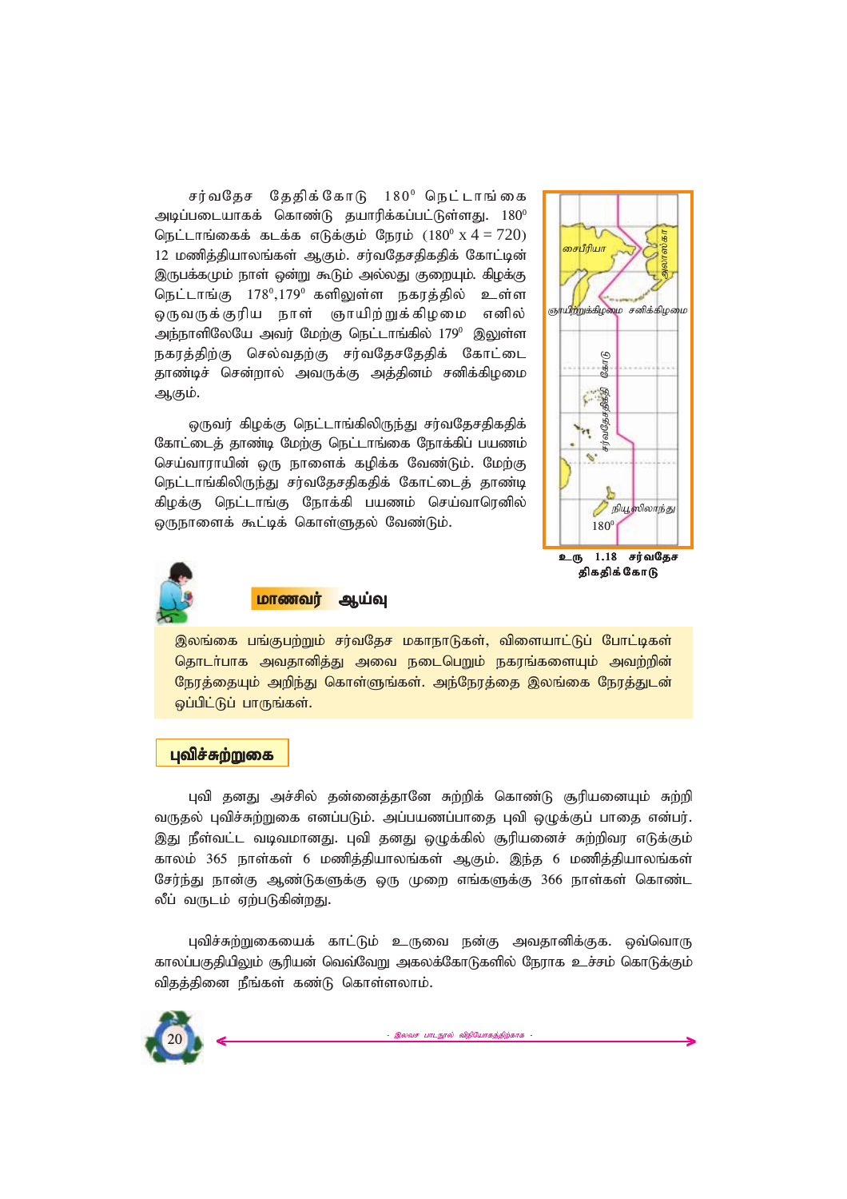சர்வதேச தேதிக்கோடு $180^0$ நெட்டாங்கை அடிப்படையாகக் கொண்டு தயாரிக்கப்பட்டுள்ளது. $180^0$ நெட்டாங்கைக் கடக்க எடுக்கும் நேரம் ($180^0 \times 4 = 720$) 12 மணித்தியாலங்கள் ஆகும். சர்வதேசதிகதிக் கோட்டின் இருபக்கமும் நாள் ஒன்று கூடும் அல்லது குறையும். கிழக்கு நெட்டாங்கு $178^0, 179^0$ களிலுள்ள நகரத்தில் உள்ள ஒருவருக்குரிய நாள் ஞாயிற்றுக்கிழமை எனில் அந்நாளிலேயே அவர் மேற்கு நெட்டாங்கில் $179^0$ இலுள்ள நகரத்திற்கு செல்வதற்கு சர்வதேசதேதிக் கோட்டை தாண்டிச் சென்றால் அவருக்கு அத்தினம் சனிக்கிழமை ஆகும்.

ஒருவர் கிழக்கு நெட்டாங்கிலிருந்து சர்வதேசதிகதிக் கோட்டைத் தாண்டி மேற்கு நெட்டாங்கை நோக்கிப் பயணம் செய்வாராயின் ஒரு நாளைக் கழிக்க வேண்டும். மேற்கு நெட்டாங்கிலிருந்து சர்வதேசதிகதிக் கோட்டைத் தாண்டி கிழக்கு நெட்டாங்கு நோக்கி பயணம் செய்வாரெனில் ஒருநாளைக் கூட்டிக் கொள்ளுதல் வேண்டும்.

உரு 1.18 சர்வதேச திகதிக் கோடு

## மாணவர் ஆய்வு

இலங்கை பங்குபற்றும் சர்வதேச மகாநாடுகள், விளையாட்டுப் போட்டிகள் தொடர்பாக அவதானித்து அவை நடைபெறும் நகரங்களையும் அவற்றின் நேரத்தையும் அறிந்து கொள்ளுங்கள். அந்நேரத்தை இலங்கை நேரத்துடன் ஒப்பிட்டுப் பாருங்கள்.

## புவிச்சுற்றுகை

புவி தனது அச்சில் தன்னைத்தானே சுற்றிக் கொண்டு சூரியனையும் சுற்றி வருதல் புவிச்சுற்றுகை எனப்படும். அப்பயணப்பாதை புவி ஒழுக்குப் பாதை என்பர். இது நீள்வட்ட வடிவமானது. புவி தனது ஒழுக்கில் சூரியனைச் சுற்றிவர எடுக்கும் காலம் 365 நாள்கள் 6 மணித்தியாலங்கள் ஆகும். இந்த 6 மணித்தியாலங்கள் சேர்ந்து நான்கு ஆண்டுகளுக்கு ஒரு முறை எங்களுக்கு 366 நாள்கள் கொண்ட லீப் வருடம் ஏற்படுகின்றது.

புவிச்சுற்றுகையைக் காட்டும் உருவை நன்கு அவதானிக்குக. ஒவ்வொரு காலப்பகுதியிலும் சூரியன் வெவ்வேறு அகலக்கோடுகளில் நேராக உச்சம் கொடுக்கும் விதத்தினை நீங்கள் கண்டு கொள்ளலாம்.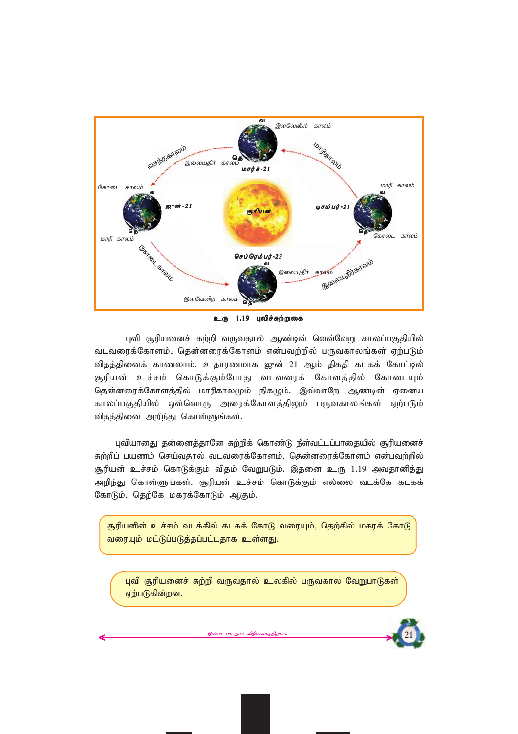உரு 1.19 புவிச்சுற்றுகை

புவி சூரியனைச் சுற்றி வருவதால் ஆண்டின் வெவ்வேறு காலப்பகுதியில் வடவரைக்கோளம், தென்னரைக்கோளம் என்பவற்றில் பருவகாலங்கள் ஏற்படும் விதத்தினைக் காணலாம். உதாரணமாக ஜூன் 21 ஆம் திகதி கடகக் கோட்டில் சூரியன் உச்சம் கொடுக்கும்போது வடவரைக் கோளத்தில் கோடையும் தென்னரைக்கோளத்தில் மாரிகாலமும் நிகழும். இவ்வாறே ஆண்டின் ஏனைய காலப்பகுதியில் ஒவ்வொரு அரைக்கோளத்திலும் பருவகாலங்கள் ஏற்படும் விதத்தினை அறிந்து கொள்ளுங்கள்.

புவியானது தன்னைத்தானே சுற்றிக் கொண்டு நீள்வட்டப்பாதையில் சூரியனைச் சுற்றிப் பயணம் செய்வதால் வடவரைக்கோளம், தென்னரைக்கோளம் என்பவற்றில் சூரியன் உச்சம் கொடுக்கும் விதம் வேறுபடும். இதனை உரு 1.19 அவதானித்து அறிந்து கொள்ளுங்கள். சூரியன் உச்சம் கொடுக்கும் எல்லை வடக்கே கடகக் கோடும், தெற்கே மகரக்கோடும் ஆகும்.

சூரியனின் உச்சம் வடக்கில் கடகக் கோடு வரையும், தெற்கில் மகரக் கோடு வரையும் மட்டுப்படுத்தப்பட்டதாக உள்ளது.

புவி சூரியனைச் சுற்றி வருவதால் உலகில் பருவகால வேறுபாடுகள் ஏற்படுகின்றன.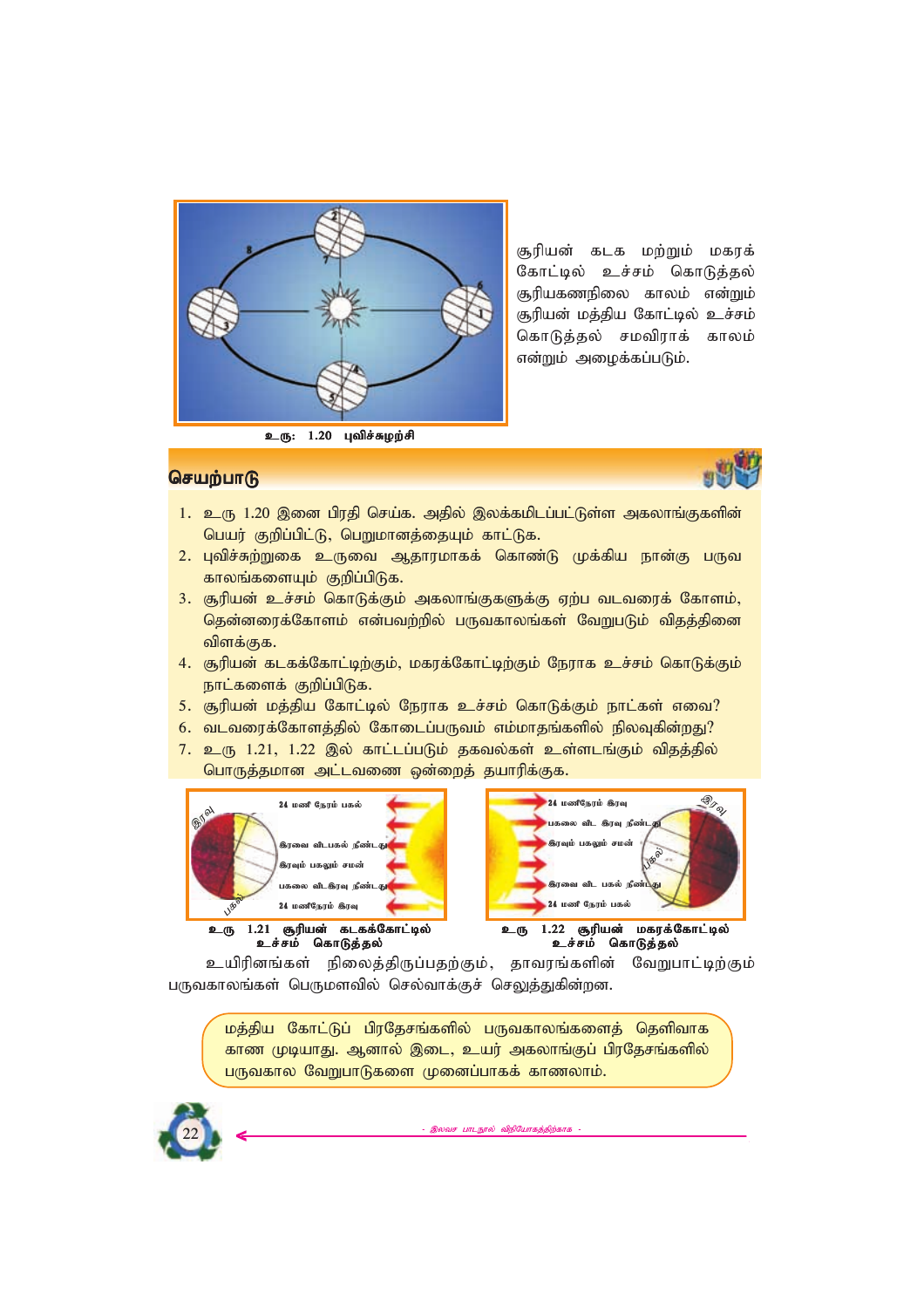சூரியன் கடக மற்றும் மகரக் கோட்டில் உச்சம் கொடுத்தல் சூரியகணநிலை காலம் என்றும் சூரியன் மத்திய கோட்டில் உச்சம் கொடுத்தல் சமவிராக் காலம் என்றும் அழைக்கப்படும்.

உரு: 1.20 புவிச்சுழற்சி

## செயற்பாடு

1. உரு 1.20 இனை பிரதி செய்க. அதில் இலக்கமிடப்பட்டுள்ள அகலாங்குகளின் பெயர் குறிப்பிட்டு, பெறுமானத்தையும் காட்டுக.
2. புவிச்சுற்றுகை உருவை ஆதாரமாகக் கொண்டு முக்கிய நான்கு பருவ காலங்களையும் குறிப்பிடுக.
3. சூரியன் உச்சம் கொடுக்கும் அகலாங்குகளுக்கு ஏற்ப வடவரைக் கோளம், தென்னரைக்கோளம் என்பவற்றில் பருவகாலங்கள் வேறுபடும் விதத்தினை விளக்குக.
4. சூரியன் கடகக்கோட்டிற்கும், மகரக்கோட்டிற்கும் நேராக உச்சம் கொடுக்கும் நாட்களைக் குறிப்பிடுக.
5. சூரியன் மத்திய கோட்டில் நேராக உச்சம் கொடுக்கும் நாட்கள் எவை?
6. வடவரைக்கோளத்தில் கோடைப்பருவம் எம்மாதங்களில் நிலவுகின்றது?
7. உரு 1.21, 1.22 இல் காட்டப்படும் தகவல்கள் உள்ளடங்கும் விதத்தில் பொருத்தமான அட்டவணை ஒன்றைத் தயாரிக்குக.

உரு 1.21 சூரியன் கடகக்கோட்டில் உச்சம் கொடுத்தல்

உரு 1.22 சூரியன் மகரக்கோட்டில் உச்சம் கொடுத்தல்

உயிரினங்கள் நிலைத்திருப்பதற்கும், தாவரங்களின் வேறுபாட்டிற்கும் பருவகாலங்கள் பெருமளவில் செல்வாக்குச் செலுத்துகின்றன.

மத்திய கோட்டுப் பிரதேசங்களில் பருவகாலங்களைத் தெளிவாக காண முடியாது. ஆனால் இடை, உயர் அகலாங்குப் பிரதேசங்களில் பருவகால வேறுபாடுகளை முனைப்பாகக் காணலாம்.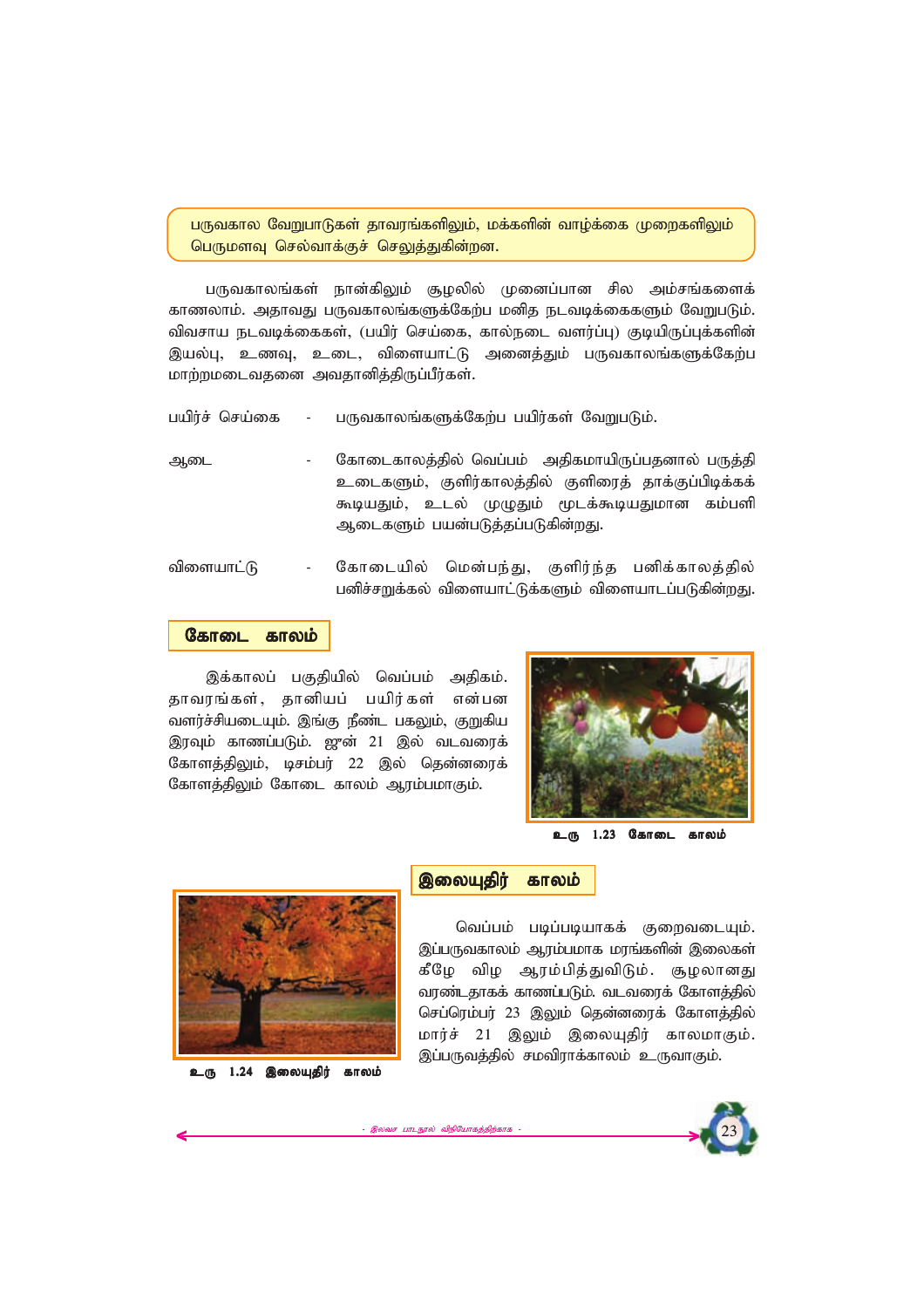பருவகால வேறுபாடுகள் தாவரங்களிலும், மக்களின் வாழ்க்கை முறைகளிலும் பெருமளவு செல்வாக்குச் செலுத்துகின்றன.

பருவகாலங்கள் நான்கிலும் சூழலில் முனைப்பான சில அம்சங்களைக் காணலாம். அதாவது பருவகாலங்களுக்கேற்ப மனித நடவடிக்கைகளும் வேறுபடும். விவசாய நடவடிக்கைகள், (பயிர் செய்கை, கால்நடை வளர்ப்பு) குடியிருப்புக்களின் இயல்பு, உணவு, உடை, விளையாட்டு அனைத்தும் பருவகாலங்களுக்கேற்ப மாற்றமடைவதனை அவதானித்திருப்பீர்கள்.

பயிர்ச் செய்கை - பருவகாலங்களுக்கேற்ப பயிர்கள் வேறுபடும்.

ஆடை - கோடைகாலத்தில் வெப்பம் அதிகமாயிருப்பதனால் பருத்தி உடைகளும், குளிர்காலத்தில் குளிரைத் தாக்குப்பிடிக்கக் கூடியதும், உடல் முழுதும் மூடக்கூடியதுமான கம்பளி ஆடைகளும் பயன்படுத்தப்படுகின்றது.

விளையாட்டு - கோடையில் மென்பந்து, குளிர்ந்த பனிக்காலத்தில் பனிச்சறுக்கல் விளையாட்டுக்களும் விளையாடப்படுகின்றது.

## கோடை காலம்

இக்காலப் பகுதியில் வெப்பம் அதிகம். தாவரங்கள், தானியப் பயிர்கள் என்பன வளர்ச்சியடையும். இங்கு நீண்ட பகலும், குறுகிய இரவும் காணப்படும். ஜுன் 21 இல் வடவரைக் கோளத்திலும், டிசம்பர் 22 இல் தென்னரைக் கோளத்திலும் கோடை காலம் ஆரம்பமாகும்.

**உரு 1.23 கோடை காலம்**

## இலையுதிர் காலம்

வெப்பம் படிப்படியாகக் குறைவடையும். இப்பருவகாலம் ஆரம்பமாக மரங்களின் இலைகள் கீழே விழ ஆரம்பித்துவிடும். சூழலானது வரண்டதாகக் காணப்படும். வடவரைக் கோளத்தில் செப்ரெம்பர் 23 இலும் தென்னரைக் கோளத்தில் மார்ச் 21 இலும் இலையுதிர் காலமாகும். இப்பருவத்தில் சமவிராக்காலம் உருவாகும்.

**உரு 1.24 இலையுதிர் காலம்**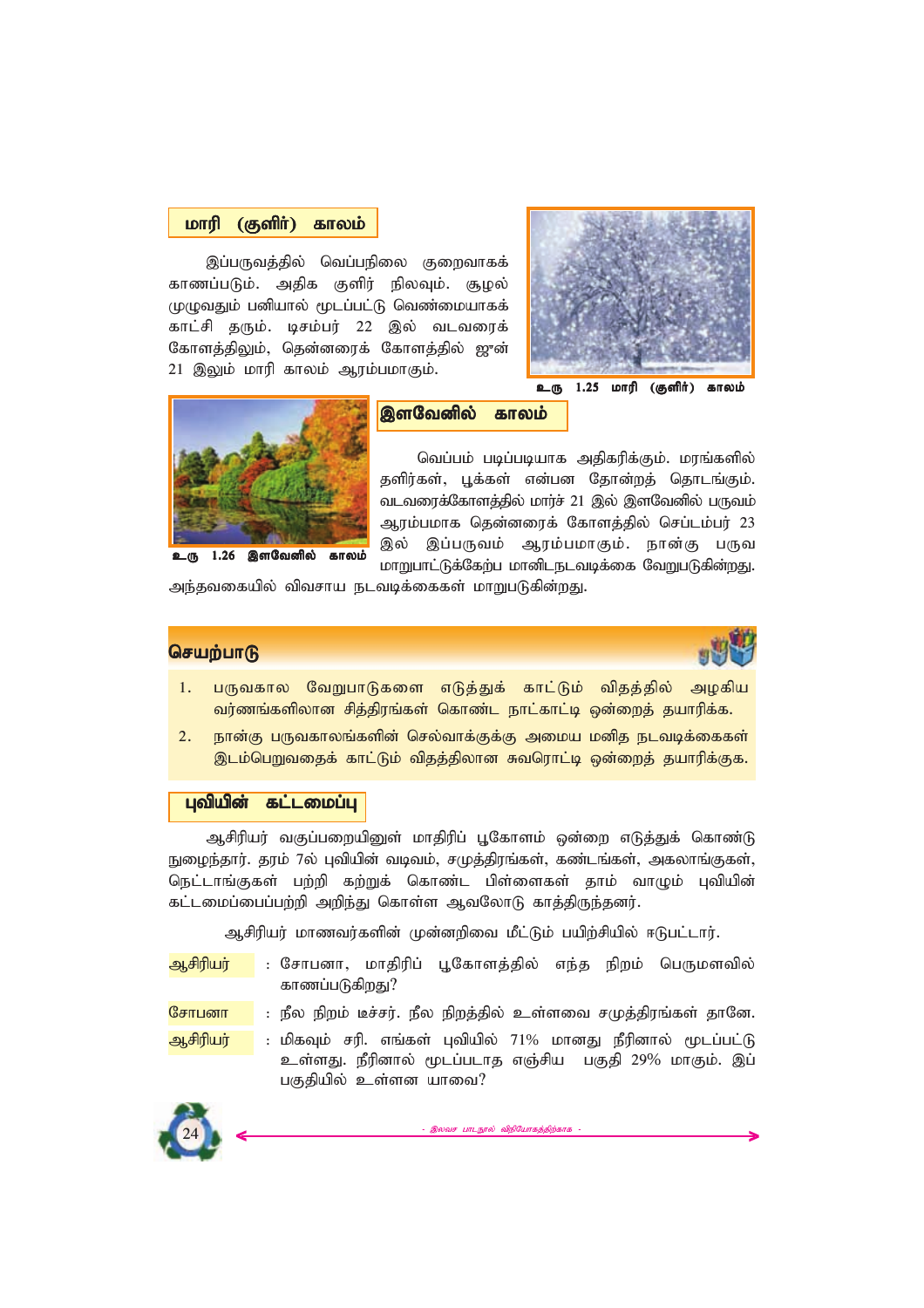## மாரி (குளிர்) காலம்

இப்பருவத்தில் வெப்பநிலை குறைவாகக் காணப்படும். அதிக குளிர் நிலவும். சூழல் முழுவதும் பனியால் மூடப்பட்டு வெண்மையாகக் காட்சி தரும். டிசம்பர் 22 இல் வடவரைக் கோளத்திலும், தென்னரைக் கோளத்தில் ஜுன் 21 இலும் மாரி காலம் ஆரம்பமாகும்.

உரு 1.25 மாரி (குளிர்) காலம்

## இளவேனில் காலம்

வெப்பம் படிப்படியாக அதிகரிக்கும். மரங்களில் தளிர்கள், பூக்கள் என்பன தோன்றத் தொடங்கும். வடவரைக்கோளத்தில் மார்ச் 21 இல் இளவேனில் பருவம் ஆரம்பமாக தென்னரைக் கோளத்தில் செப்டம்பர் 23 இல் இப்பருவம் ஆரம்பமாகும். நான்கு பருவ மாறுபாட்டுக்கேற்ப மானிடநடவடிக்கை வேறுபடுகின்றது. அந்தவகையில் விவசாய நடவடிக்கைகள் மாறுபடுகின்றது.

உரு 1.26 இளவேனில் காலம்

## செயற்பாடு

1. பருவகால வேறுபாடுகளை எடுத்துக் காட்டும் விதத்தில் அழகிய வர்ணங்களிலான சித்திரங்கள் கொண்ட நாட்காட்டி ஒன்றைத் தயாரிக்க.
2. நான்கு பருவகாலங்களின் செல்வாக்குக்கு அமைய மனித நடவடிக்கைகள் இடம்பெறுவதைக் காட்டும் விதத்திலான சுவரொட்டி ஒன்றைத் தயாரிக்குக.

## புவியின் கட்டமைப்பு

ஆசிரியர் வகுப்பறையினுள் மாதிரிப் பூகோளம் ஒன்றை எடுத்துக் கொண்டு நுழைந்தார். தரம் 7ல் புவியின் வடிவம், சமுத்திரங்கள், கண்டங்கள், அகலாங்குகள், நெட்டாங்குகள் பற்றி கற்றுக் கொண்ட பிள்ளைகள் தாம் வாழும் புவியின் கட்டமைப்பைப்பற்றி அறிந்து கொள்ள ஆவலோடு காத்திருந்தனர்.

ஆசிரியர் மாணவர்களின் முன்னறிவை மீட்டும் பயிற்சியில் ஈடுபட்டார்.

**ஆசிரியர்** : சோபனா, மாதிரிப் பூகோளத்தில் எந்த நிறம் பெருமளவில் காணப்படுகிறது?

**சோபனா** : நீல நிறம் டீச்சர். நீல நிறத்தில் உள்ளவை சமுத்திரங்கள் தானே.

**ஆசிரியர்** : மிகவும் சரி. எங்கள் புவியில் 71% மானது நீரினால் மூடப்பட்டு உள்ளது. நீரினால் மூடப்படாத எஞ்சிய பகுதி 29% மாகும். இப் பகுதியில் உள்ளன யாவை?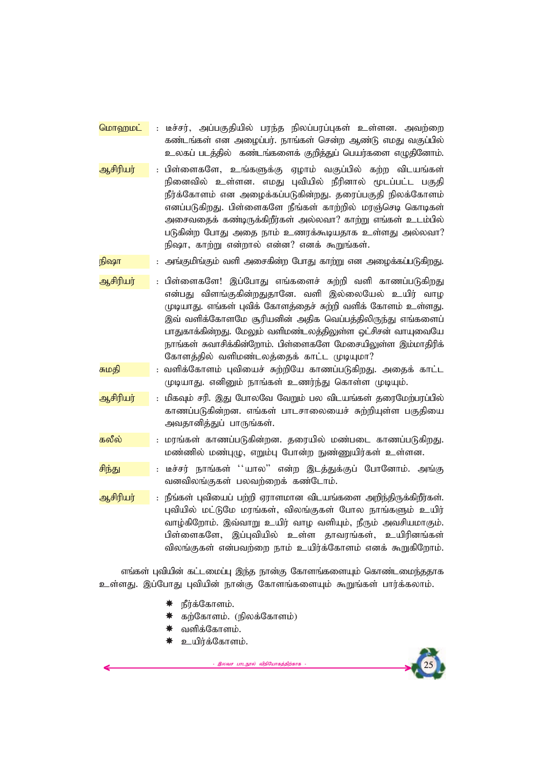**மொஹமட்** : டீச்சர், அப்பகுதியில் பரந்த நிலப்பரப்புகள் உள்ளன. அவற்றை கண்டங்கள் என அழைப்பர். நாங்கள் சென்ற ஆண்டு எமது வகுப்பில் உலகப் படத்தில் கண்டங்களைக் குறித்துப் பெயர்களை எழுதினோம்.

**ஆசிரியர்** : பிள்ளைகளே, உங்களுக்கு ஏழாம் வகுப்பில் கற்ற விடயங்கள் நினைவில் உள்ளன. எமது புவியில் நீரினால் மூடப்பட்ட பகுதி நீர்க்கோளம் என அழைக்கப்படுகின்றது. தரைப்பகுதி நிலக்கோளம் எனப்படுகிறது. பிள்ளைகளே நீங்கள் காற்றில் மரஞ்செடி கொடிகள் அசைவதைக் கண்டிருக்கிறீர்கள் அல்லவா? காற்று எங்கள் உடம்பில் படுகின்ற போது அதை நாம் உணரக்கூடியதாக உள்ளது அல்லவா? நிஷா, காற்று என்றால் என்ன? எனக் கூறுங்கள்.

**நிஷா** : அங்குமிங்கும் வளி அசைகின்ற போது காற்று என அழைக்கப்படுகிறது.

**ஆசிரியர்** : பிள்ளைகளே! இப்போது எங்களைச் சுற்றி வளி காணப்படுகிறது என்பது விளங்குகின்றதுதானே. வளி இல்லையேல் உயிர் வாழ முடியாது. எங்கள் புவிக் கோளத்தைச் சுற்றி வளிக் கோளம் உள்ளது. இவ் வளிக்கோளமே சூரியனின் அதிக வெப்பத்திலிருந்து எங்களைப் பாதுகாக்கின்றது. மேலும் வளிமண்டலத்திலுள்ள ஒட்சிசன் வாயுவையே நாங்கள் சுவாசிக்கின்றோம். பிள்ளைகளே மேசையிலுள்ள இம்மாதிரிக் கோளத்தில் வளிமண்டலத்தைக் காட்ட முடியுமா?

**சுமதி** : வளிக்கோளம் புவியைச் சுற்றியே காணப்படுகிறது. அதைக் காட்ட முடியாது. எனினும் நாங்கள் உணர்ந்து கொள்ள முடியும்.

**ஆசிரியர்** : மிகவும் சரி. இது போலவே வேறும் பல விடயங்கள் தரைமேற்பரப்பில் காணப்படுகின்றன. எங்கள் பாடசாலையைச் சுற்றியுள்ள பகுதியை அவதானித்துப் பாருங்கள்.

**கலீல்** : மரங்கள் காணப்படுகின்றன. தரையில் மண்படை காணப்படுகிறது. மண்ணில் மண்புழு, எறும்பு போன்ற நுண்ணுயிர்கள் உள்ளன.

**சிந்து** : டீச்சர் நாங்கள் ''யால'' என்ற இடத்துக்குப் போனோம். அங்கு வனவிலங்குகள் பலவற்றைக் கண்டோம்.

**ஆசிரியர்** : நீங்கள் புவியைப் பற்றி ஏராளமான விடயங்களை அறிந்திருக்கிறீர்கள். புவியில் மட்டுமே மரங்கள், விலங்குகள் போல நாங்களும் உயிர் வாழ்கிறோம். இவ்வாறு உயிர் வாழ வளியும், நீரும் அவசியமாகும். பிள்ளைகளே, இப்புவியில் உள்ள தாவரங்கள், உயிரினங்கள் விலங்குகள் என்பவற்றை நாம் உயிர்க்கோளம் எனக் கூறுகிறோம்.

எங்கள் புவியின் கட்டமைப்பு இந்த நான்கு கோளங்களையும் கொண்டமைந்ததாக உள்ளது. இப்போது புவியின் நான்கு கோளங்களையும் கூறுங்கள் பார்க்கலாம்.

- நீர்க்கோளம்.
- கற்கோளம். (நிலக்கோளம்)
- வளிக்கோளம்.
- உயிர்க்கோளம்.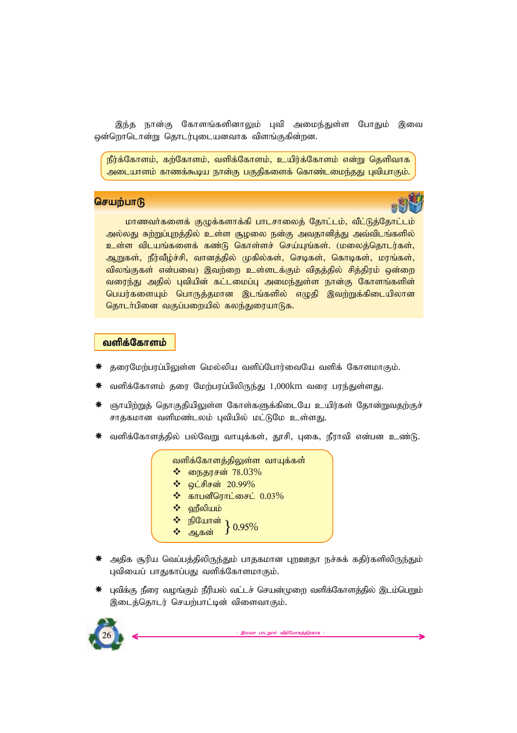இந்த நான்கு கோளங்களினாலும் புவி அமைந்துள்ள போதும் இவை ஒன்றொடொன்று தொடர்புடையனவாக விளங்குகின்றன.

> நீர்க்கோளம், கற்கோளம், வளிக்கோளம், உயிர்க்கோளம் என்று தெளிவாக அடையாளம் காணக்கூடிய நான்கு பகுதிகளைக் கொண்டமைந்தது புவியாகும்.

## செயற்பாடு

மாணவர்களைக் குழுக்களாக்கி பாடசாலைத் தோட்டம், வீட்டுத்தோட்டம் அல்லது சுற்றுப்புறத்தில் உள்ள சூழலை நன்கு அவதானித்து அவ்விடங்களில் உள்ள விடயங்களைக் கண்டு கொள்ளச் செய்யுங்கள். (மலைத்தொடர்கள், ஆறுகள், நீர்வீழ்ச்சி, வானத்தில் முகில்கள், செடிகள், கொடிகள், மரங்கள், விலங்குகள் என்பவை) இவற்றை உள்ளடக்கும் விதத்தில் சித்திரம் ஒன்றை வரைந்து அதில் புவியின் கட்டமைப்பு அமைந்துள்ள நான்கு கோளங்களின் பெயர்களையும் பொருத்தமான இடங்களில் எழுதி இவற்றுக்கிடையிலான தொடர்பினை வகுப்பறையில் கலந்துரையாடுக.

## வளிக்கோளம்

- தரைமேற்பரப்பிலுள்ள மெல்லிய வளிப்போர்வையே வளிக் கோளமாகும்.
- வளிக்கோளம் தரை மேற்பரப்பிலிருந்து 1,000km வரை பரந்துள்ளது.
- ஞாயிற்றுத் தொகுதியிலுள்ள கோள்களுக்கிடையே உயிர்கள் தோன்றுவதற்குச் சாதகமான வளிமண்டலம் புவியில் மட்டுமே உள்ளது.
- வளிக்கோளத்தில் பல்வேறு வாயுக்கள், தூசி, புகை, நீராவி என்பன உண்டு.

> வளிக்கோளத்திலுள்ள வாயுக்கள்
> - நைதரசன் 78.03%
> - ஒட்சிசன் 20.99%
> - காபனீரொட்சைட் 0.03%
> - ஹீலியம்
> - நியோன்
> - ஆகன்
>
> (ஹீலியம், நியோன், ஆகன்) } 0.95%

- அதிக சூரிய வெப்பத்திலிருந்தும் பாதகமான புறஊதா நச்சுக் கதிர்களிலிருந்தும் புவியைப் பாதுகாப்பது வளிக்கோளமாகும்.
- புவிக்கு நீரை வழங்கும் நீரியல் வட்டச் செயன்முறை வளிக்கோளத்தில் இடம்பெறும் இடைத்தொடர் செயற்பாட்டின் விளைவாகும்.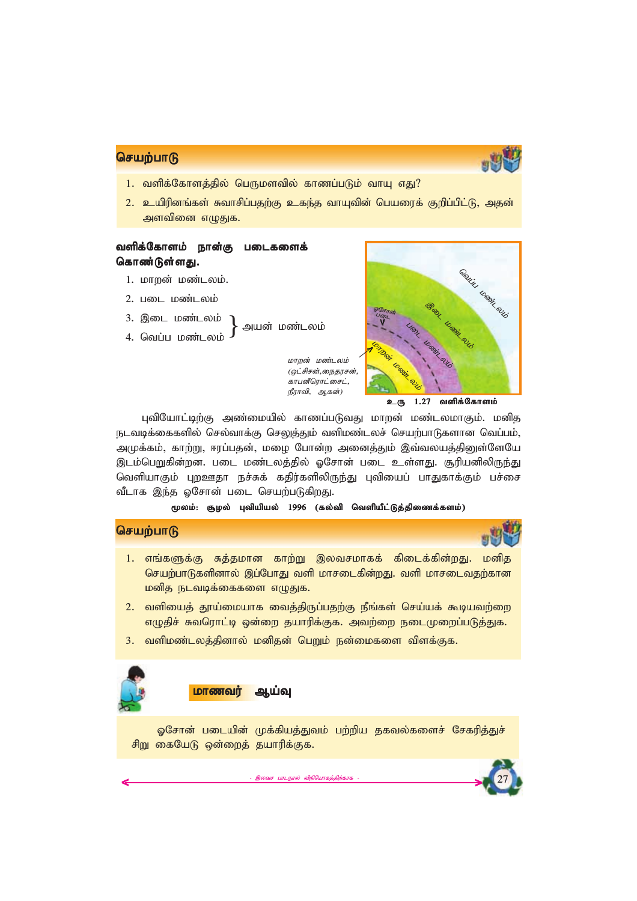## செயற்பாடு

1. வளிக்கோளத்தில் பெருமளவில் காணப்படும் வாயு எது?
2. உயிரினங்கள் சுவாசிப்பதற்கு உகந்த வாயுவின் பெயரைக் குறிப்பிட்டு, அதன் அளவினை எழுதுக.

**வளிக்கோளம் நான்கு படைகளைக் கொண்டுள்ளது.**

1. மாறன் மண்டலம்.
2. படை மண்டலம்
3. இடை மண்டலம் } அயன் மண்டலம்
4. வெப்ப மண்டலம் } அயன் மண்டலம்

*மாறன் மண்டலம் (ஒட்சிசன், நைதரசன், காபனீரொட்சைட், நீராவி, ஆகன்)*

வெப்ப மண்டலம்
இடை மண்டலம்
ஓசோன் படை
படை மண்டலம்
மாறன் மண்டலம்

**உரு 1.27 வளிக்கோளம்**

புவியோட்டிற்கு அண்மையில் காணப்படுவது மாறன் மண்டலமாகும். மனித நடவடிக்கைகளில் செல்வாக்கு செலுத்தும் வளிமண்டலச் செயற்பாடுகளான வெப்பம், அமுக்கம், காற்று, ஈரப்பதன், மழை போன்ற அனைத்தும் இவ்வலயத்தினுள்ளேயே இடம்பெறுகின்றன. படை மண்டலத்தில் ஓசோன் படை உள்ளது. சூரியனிலிருந்து வெளியாகும் புறஊதா நச்சுக் கதிர்களிலிருந்து புவியைப் பாதுகாக்கும் பச்சை வீடாக இந்த ஓசோன் படை செயற்படுகிறது.

**மூலம்: சூழல் புவியியல் 1996 (கல்வி வெளியீட்டுத்திணைக்களம்)**

## செயற்பாடு

1. எங்களுக்கு சுத்தமான காற்று இலவசமாகக் கிடைக்கின்றது. மனித செயற்பாடுகளினால் இப்போது வளி மாசடைகின்றது. வளி மாசடைவதற்கான மனித நடவடிக்கைகளை எழுதுக.
2. வளியைத் தூய்மையாக வைத்திருப்பதற்கு நீங்கள் செய்யக் கூடியவற்றை எழுதிச் சுவரொட்டி ஒன்றை தயாரிக்குக. அவற்றை நடைமுறைப்படுத்துக.
3. வளிமண்டலத்தினால் மனிதன் பெறும் நன்மைகளை விளக்குக.

## மாணவர் ஆய்வு

ஓசோன் படையின் முக்கியத்துவம் பற்றிய தகவல்களைச் சேகரித்துச் சிறு கையேடு ஒன்றைத் தயாரிக்குக.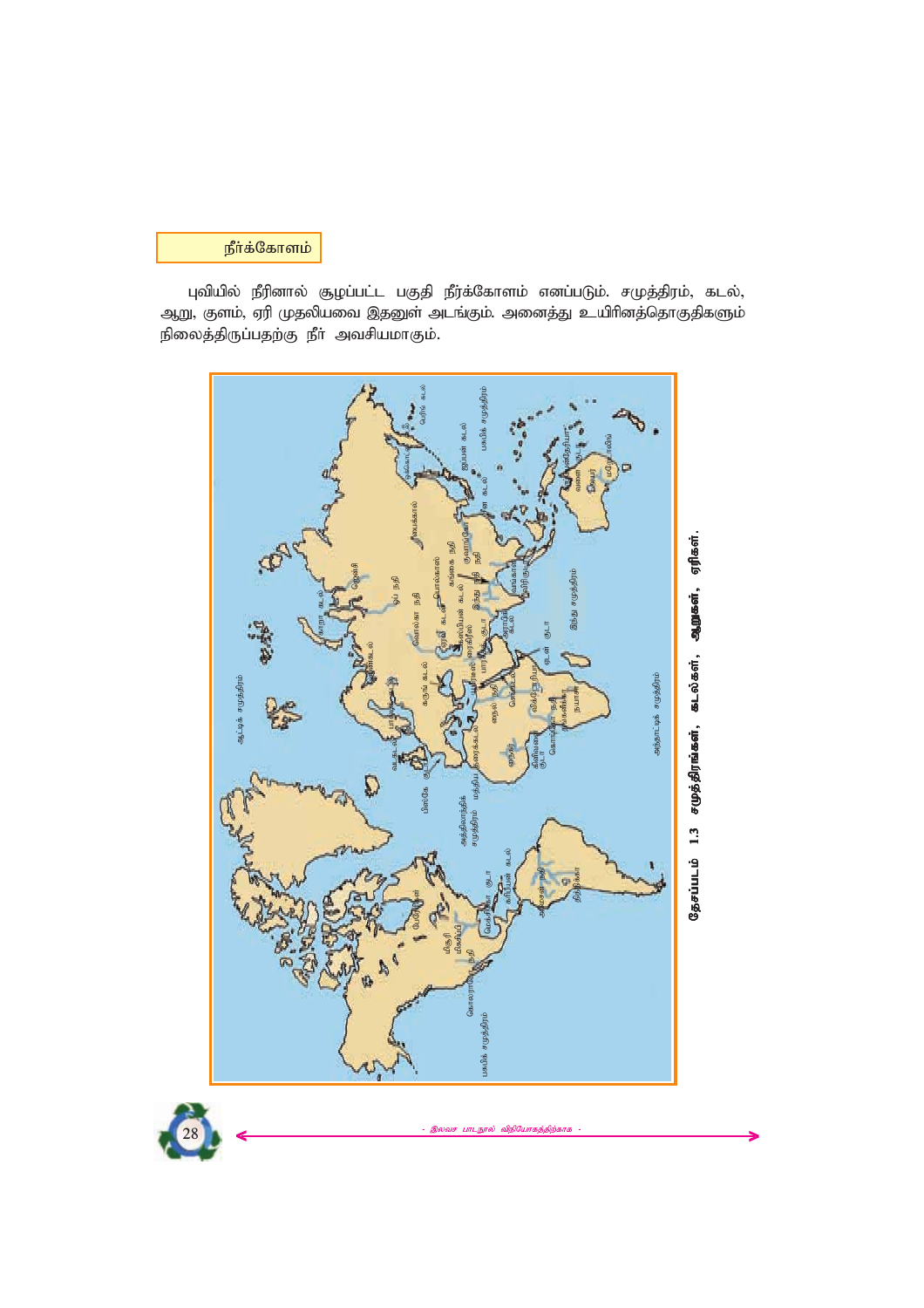## நீர்க்கோளம்

புவியில் நீரினால் சூழப்பட்ட பகுதி நீர்க்கோளம் எனப்படும். சமுத்திரம், கடல், ஆறு, குளம், ஏரி முதலியவை இதனுள் அடங்கும். அனைத்து உயிரினத்தொகுதிகளும் நிலைத்திருப்பதற்கு நீர் அவசியமாகும்.

**தேசப்படம் 1.3 சமுத்திரங்கள், கடல்கள், ஆறுகள், ஏரிகள்.**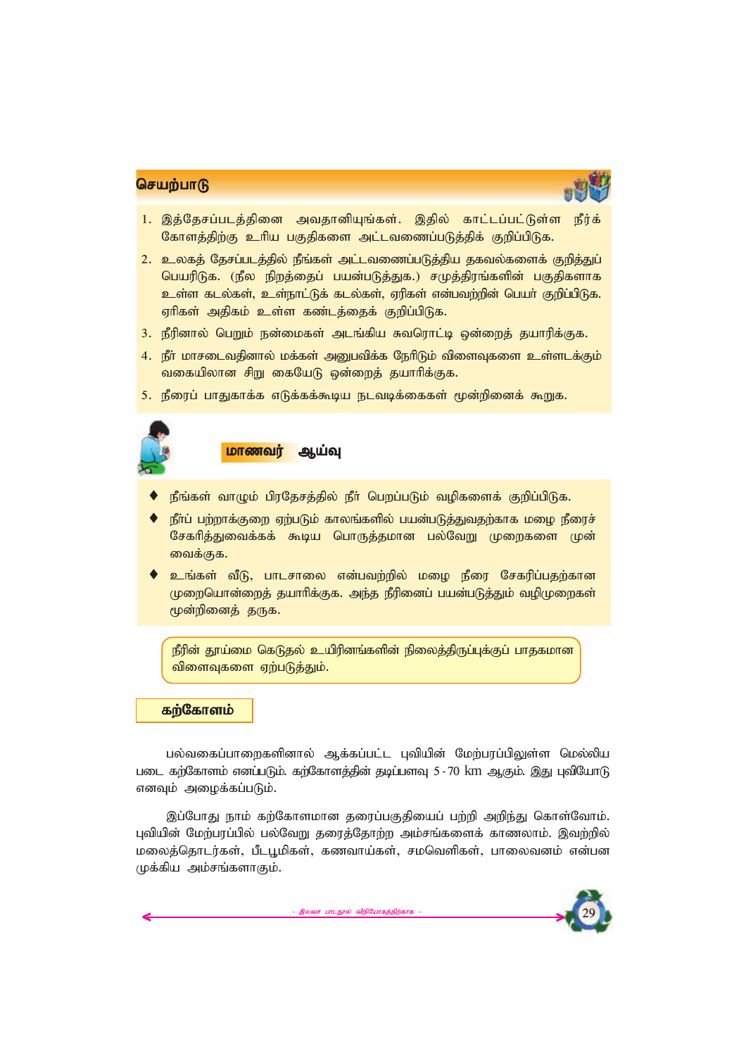## செயற்பாடு

1. இத்தேசப்படத்தினை அவதானியுங்கள். இதில் காட்டப்பட்டுள்ள நீர்க் கோளத்திற்கு உரிய பகுதிகளை அட்டவணைப்படுத்திக் குறிப்பிடுக.
2. உலகத் தேசப்படத்தில் நீங்கள் அட்டவணைப்படுத்திய தகவல்களைக் குறித்துப் பெயரிடுக. (நீல நிறத்தைப் பயன்படுத்துக.) சமுத்திரங்களின் பகுதிகளாக உள்ள கடல்கள், உள்நாட்டுக் கடல்கள், ஏரிகள் என்பவற்றின் பெயர் குறிப்பிடுக. ஏரிகள் அதிகம் உள்ள கண்டத்தைக் குறிப்பிடுக.
3. நீரினால் பெறும் நன்மைகள் அடங்கிய சுவரொட்டி ஒன்றைத் தயாரிக்குக.
4. நீர் மாசடைவதினால் மக்கள் அனுபவிக்க நேரிடும் விளைவுகளை உள்ளடக்கும் வகையிலான சிறு கையேடு ஒன்றைத் தயாரிக்குக.
5. நீரைப் பாதுகாக்க எடுக்கக்கூடிய நடவடிக்கைகள் மூன்றினைக் கூறுக.

### மாணவர் ஆய்வு

- நீங்கள் வாழும் பிரதேசத்தில் நீர் பெறப்படும் வழிகளைக் குறிப்பிடுக.
- நீர்ப் பற்றாக்குறை ஏற்படும் காலங்களில் பயன்படுத்துவதற்காக மழை நீரைச் சேகரித்துவைக்கக் கூடிய பொருத்தமான பல்வேறு முறைகளை முன் வைக்குக.
- உங்கள் வீடு, பாடசாலை என்பவற்றில் மழை நீரை சேகரிப்பதற்கான முறையொன்றைத் தயாரிக்குக. அந்த நீரினைப் பயன்படுத்தும் வழிமுறைகள் மூன்றினைத் தருக.

நீரின் தூய்மை கெடுதல் உயிரினங்களின் நிலைத்திருப்புக்குப் பாதகமான விளைவுகளை ஏற்படுத்தும்.

## கற்கோளம்

பல்வகைப்பாறைகளினால் ஆக்கப்பட்ட புவியின் மேற்பரப்பிலுள்ள மெல்லிய படை கற்கோளம் எனப்படும். கற்கோளத்தின் தடிப்பளவு 5 - 70 km ஆகும். இது புவியோடு எனவும் அழைக்கப்படும்.

இப்போது நாம் கற்கோளமான தரைப்பகுதியைப் பற்றி அறிந்து கொள்வோம். புவியின் மேற்பரப்பில் பல்வேறு தரைத்தோற்ற அம்சங்களைக் காணலாம். இவற்றில் மலைத்தொடர்கள், பீடபூமிகள், கணவாய்கள், சமவெளிகள், பாலைவனம் என்பன முக்கிய அம்சங்களாகும்.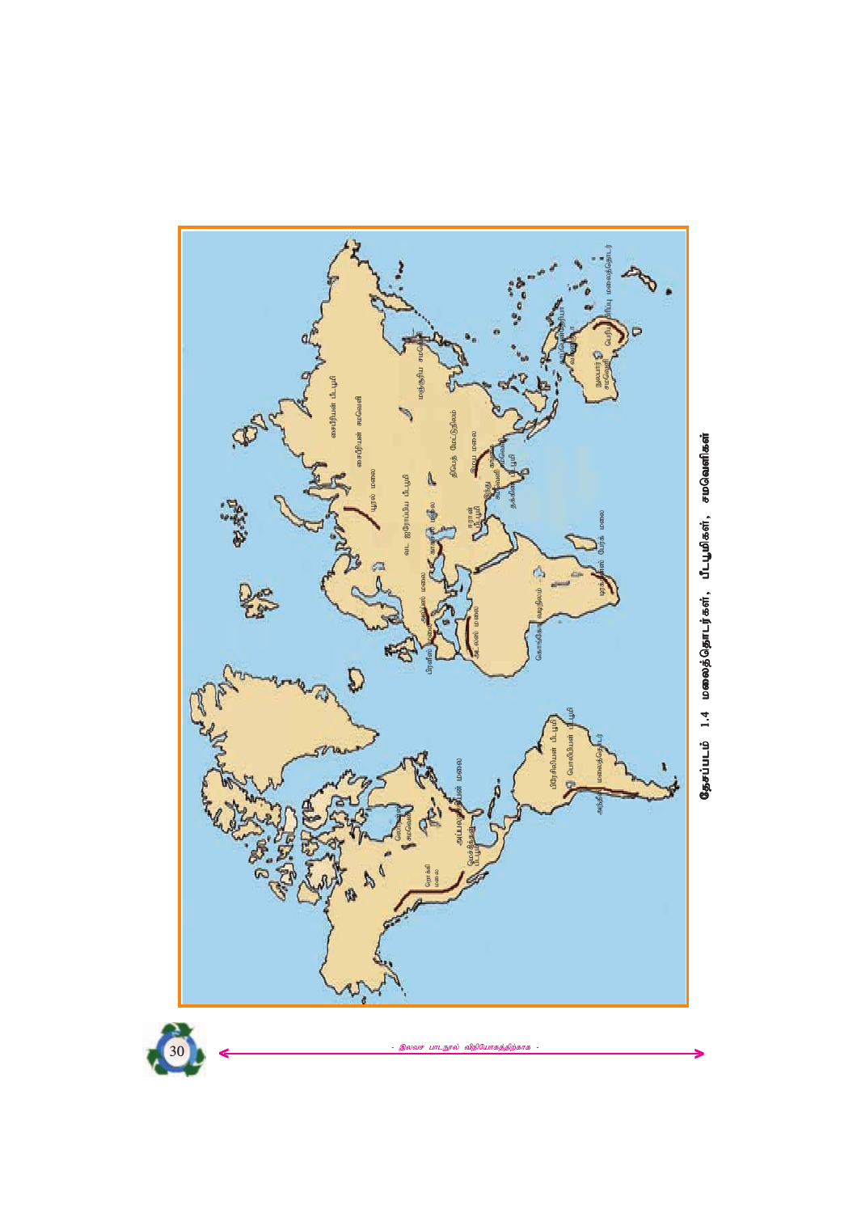தேசப்படம் 1.4 மலைத்தொடர்கள், பீடபூமிகள், சமவெளிகள்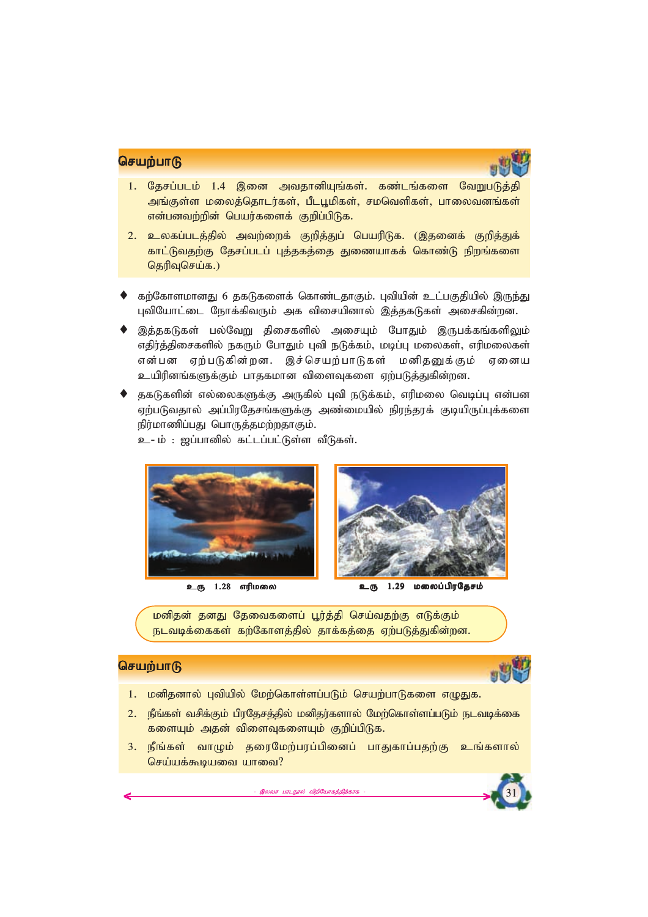## செயற்பாடு

1. தேசப்படம் 1.4 இனை அவதானியுங்கள். கண்டங்களை வேறுபடுத்தி அங்குள்ள மலைத்தொடர்கள், பீடபூமிகள், சமவெளிகள், பாலைவனங்கள் என்பனவற்றின் பெயர்களைக் குறிப்பிடுக.
2. உலகப்படத்தில் அவற்றைக் குறித்துப் பெயரிடுக. (இதனைக் குறித்துக் காட்டுவதற்கு தேசப்படப் புத்தகத்தை துணையாகக் கொண்டு நிறங்களை தெரிவுசெய்க.)

- கற்கோளமானது 6 தகடுகளைக் கொண்டதாகும். புவியின் உட்பகுதியில் இருந்து புவியோட்டை நோக்கிவரும் அக விசையினால் இத்தகடுகள் அசைகின்றன.
- இத்தகடுகள் பல்வேறு திசைகளில் அசையும் போதும் இருபக்கங்களிலும் எதிர்த்திசைகளில் நகரும் போதும் புவி நடுக்கம், மடிப்பு மலைகள், எரிமலைகள் என்பன ஏற்படுகின்றன. இச்செயற்பாடுகள் மனிதனுக்கும் ஏனைய உயிரினங்களுக்கும் பாதகமான விளைவுகளை ஏற்படுத்துகின்றன.
- தகடுகளின் எல்லைகளுக்கு அருகில் புவி நடுக்கம், எரிமலை வெடிப்பு என்பன ஏற்படுவதால் அப்பிரதேசங்களுக்கு அண்மையில் நிரந்தரக் குடியிருப்புக்களை நிர்மாணிப்பது பொருத்தமற்றதாகும்.
  உ- ம் : ஜப்பானில் கட்டப்பட்டுள்ள வீடுகள்.

உரு 1.28 எரிமலை

உரு 1.29 மலைப்பிரதேசம்

மனிதன் தனது தேவைகளைப் பூர்த்தி செய்வதற்கு எடுக்கும் நடவடிக்கைகள் கற்கோளத்தில் தாக்கத்தை ஏற்படுத்துகின்றன.

## செயற்பாடு

1. மனிதனால் புவியில் மேற்கொள்ளப்படும் செயற்பாடுகளை எழுதுக.
2. நீங்கள் வசிக்கும் பிரதேசத்தில் மனிதர்களால் மேற்கொள்ளப்படும் நடவடிக்கை களையும் அதன் விளைவுகளையும் குறிப்பிடுக.
3. நீங்கள் வாழும் தரைமேற்பரப்பினைப் பாதுகாப்பதற்கு உங்களால் செய்யக்கூடியவை யாவை?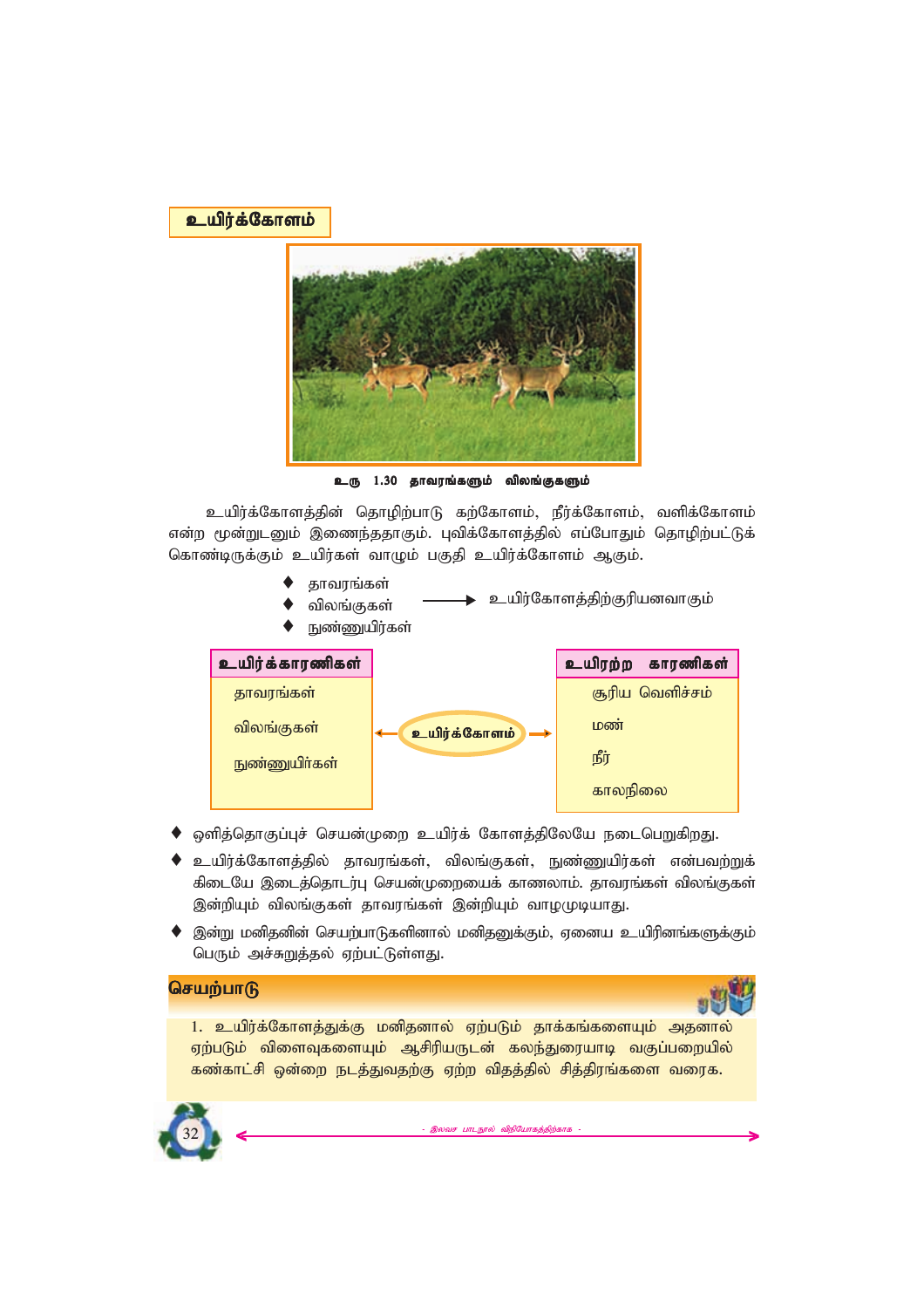## உயிர்க்கோளம்

உரு 1.30 தாவரங்களும் விலங்குகளும்

உயிர்க்கோளத்தின் தொழிற்பாடு கற்கோளம், நீர்க்கோளம், வளிக்கோளம் என்ற மூன்றுடனும் இணைந்ததாகும். புவிக்கோளத்தில் எப்போதும் தொழிற்பட்டுக் கொண்டிருக்கும் உயிர்கள் வாழும் பகுதி உயிர்க்கோளம் ஆகும்.

- தாவரங்கள்
- விலங்குகள்
- நுண்ணுயிர்கள்

→ உயிர்க்கோளத்திற்குரியனவாகும்

| உயிர்க்காரணிகள் | | உயிரற்ற காரணிகள் |
|---|---|---|
| தாவரங்கள் | ← உயிர்க்கோளம் → | சூரிய வெளிச்சம் |
| விலங்குகள் | | மண் |
| நுண்ணுயிர்கள் | | நீர் |
| | | காலநிலை |

- ஒளித்தொகுப்புச் செயன்முறை உயிர்க் கோளத்திலேயே நடைபெறுகிறது.
- உயிர்க்கோளத்தில் தாவரங்கள், விலங்குகள், நுண்ணுயிர்கள் என்பவற்றுக் கிடையே இடைத்தொடர்பு செயன்முறையைக் காணலாம். தாவரங்கள் விலங்குகள் இன்றியும் விலங்குகள் தாவரங்கள் இன்றியும் வாழமுடியாது.
- இன்று மனிதனின் செயற்பாடுகளினால் மனிதனுக்கும், ஏனைய உயிரினங்களுக்கும் பெரும் அச்சுறுத்தல் ஏற்பட்டுள்ளது.

### செயற்பாடு

1. உயிர்க்கோளத்துக்கு மனிதனால் ஏற்படும் தாக்கங்களையும் அதனால் ஏற்படும் விளைவுகளையும் ஆசிரியருடன் கலந்துரையாடி வகுப்பறையில் கண்காட்சி ஒன்றை நடத்துவதற்கு ஏற்ற விதத்தில் சித்திரங்களை வரைக.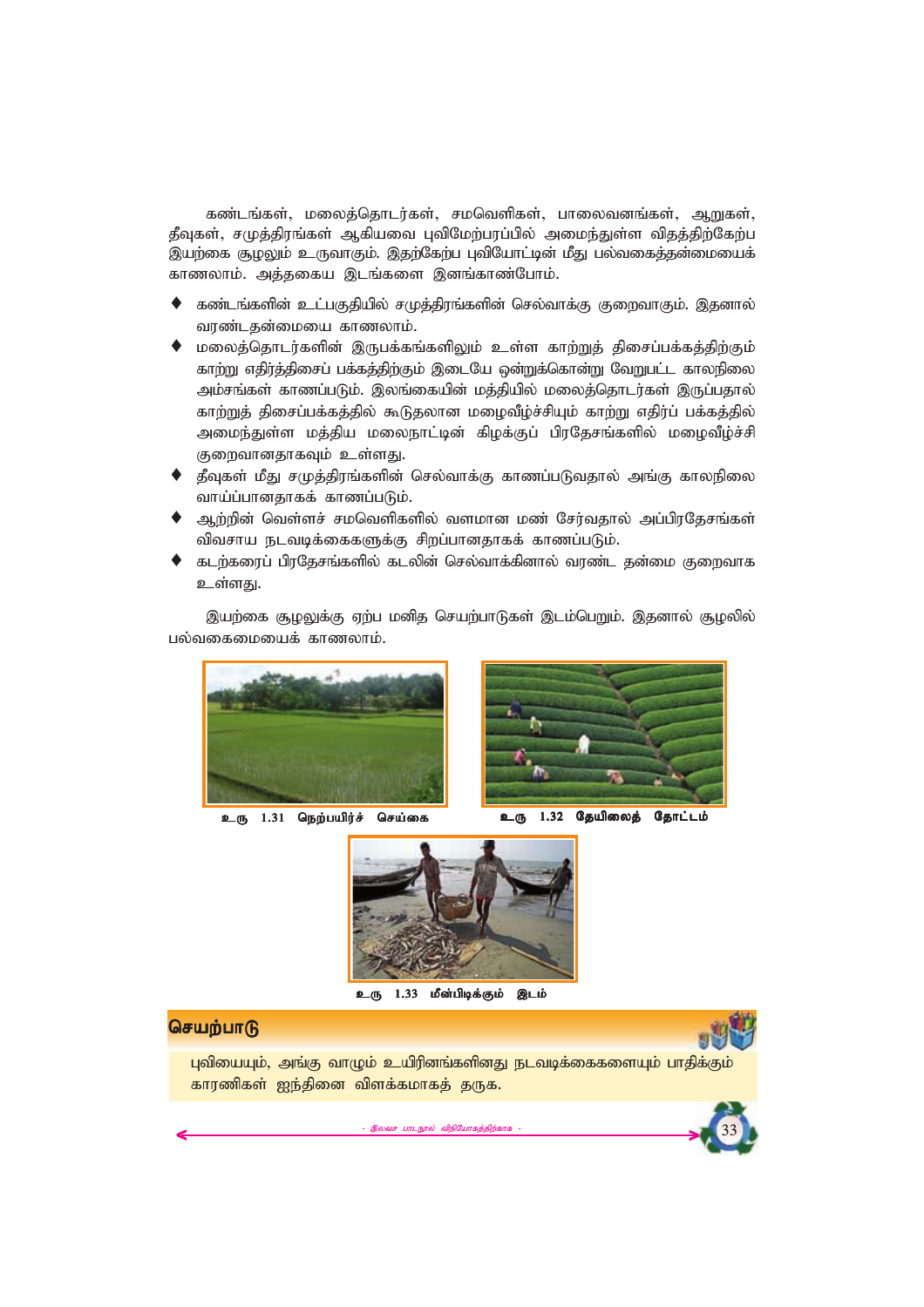கண்டங்கள், மலைத்தொடர்கள், சமவெளிகள், பாலைவனங்கள், ஆறுகள், தீவுகள், சமுத்திரங்கள் ஆகியவை புவிமேற்பரப்பில் அமைந்துள்ள விதத்திற்கேற்ப இயற்கை சூழலும் உருவாகும். இதற்கேற்ப புவியோட்டின் மீது பல்வகைத்தன்மையைக் காணலாம். அத்தகைய இடங்களை இனங்காண்போம்.

- கண்டங்களின் உட்பகுதியில் சமுத்திரங்களின் செல்வாக்கு குறைவாகும். இதனால் வரண்டதன்மையை காணலாம்.
- மலைத்தொடர்களின் இருபக்கங்களிலும் உள்ள காற்றுத் திசைப்பக்கத்திற்கும் காற்று எதிர்த்திசைப் பக்கத்திற்கும் இடையே ஒன்றுக்கொன்று வேறுபட்ட காலநிலை அம்சங்கள் காணப்படும். இலங்கையின் மத்தியில் மலைத்தொடர்கள் இருப்பதால் காற்றுத் திசைப்பக்கத்தில் கூடுதலான மழைவீழ்ச்சியும் காற்று எதிர்ப் பக்கத்தில் அமைந்துள்ள மத்திய மலைநாட்டின் கிழக்குப் பிரதேசங்களில் மழைவீழ்ச்சி குறைவானதாகவும் உள்ளது.
- தீவுகள் மீது சமுத்திரங்களின் செல்வாக்கு காணப்படுவதால் அங்கு காலநிலை வாய்ப்பானதாகக் காணப்படும்.
- ஆற்றின் வெள்ளச் சமவெளிகளில் வளமான மண் சேர்வதால் அப்பிரதேசங்கள் விவசாய நடவடிக்கைகளுக்கு சிறப்பானதாகக் காணப்படும்.
- கடற்கரைப் பிரதேசங்களில் கடலின் செல்வாக்கினால் வரண்ட தன்மை குறைவாக உள்ளது.

இயற்கை சூழலுக்கு ஏற்ப மனித செயற்பாடுகள் இடம்பெறும். இதனால் சூழலில் பல்வகைமையைக் காணலாம்.

உரு 1.31 நெற்பயிர்ச் செய்கை

உரு 1.32 தேயிலைத் தோட்டம்

உரு 1.33 மீன்பிடிக்கும் இடம்

## செயற்பாடு

புவியையும், அங்கு வாழும் உயிரினங்களினது நடவடிக்கைகளையும் பாதிக்கும் காரணிகள் ஐந்தினை விளக்கமாகத் தருக.